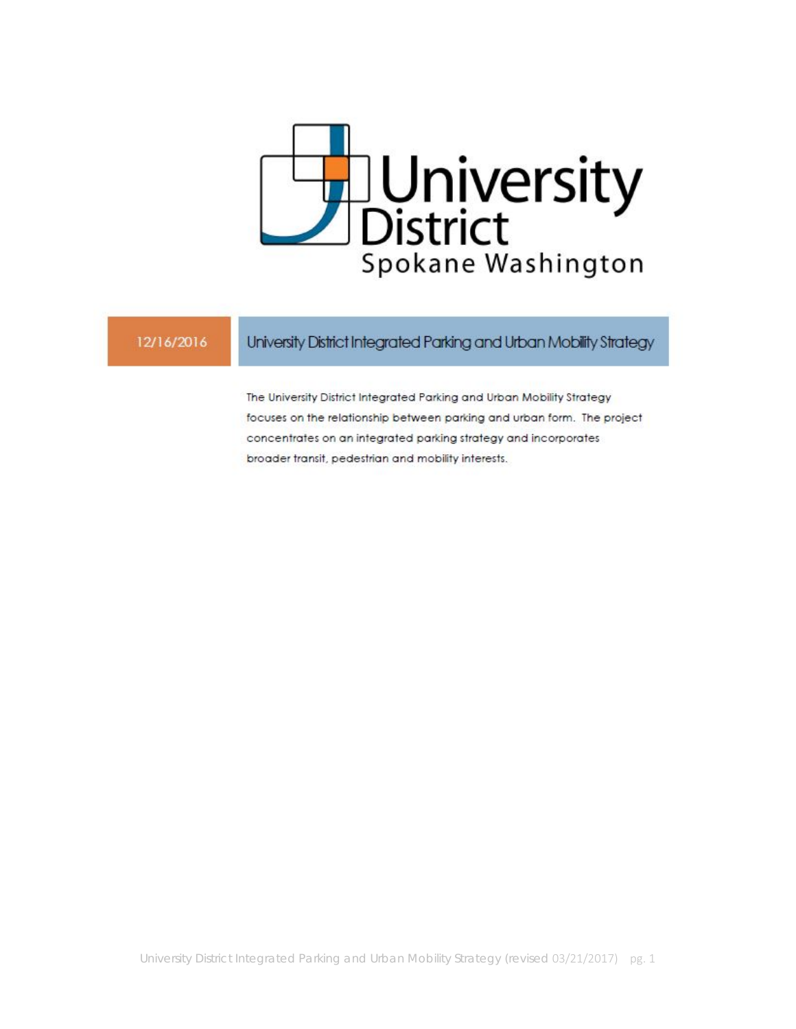University District

Spokane Washington

12/16/2016

# University District Integrated Parking and Urban Mobility Strategy

The University District Integrated Parking and Urban Mobility Strategy focuses on the relationship between parking and urban form. The project concentrates on an integrated parking strategy and incorporates broader transit, pedestrian and mobility interests.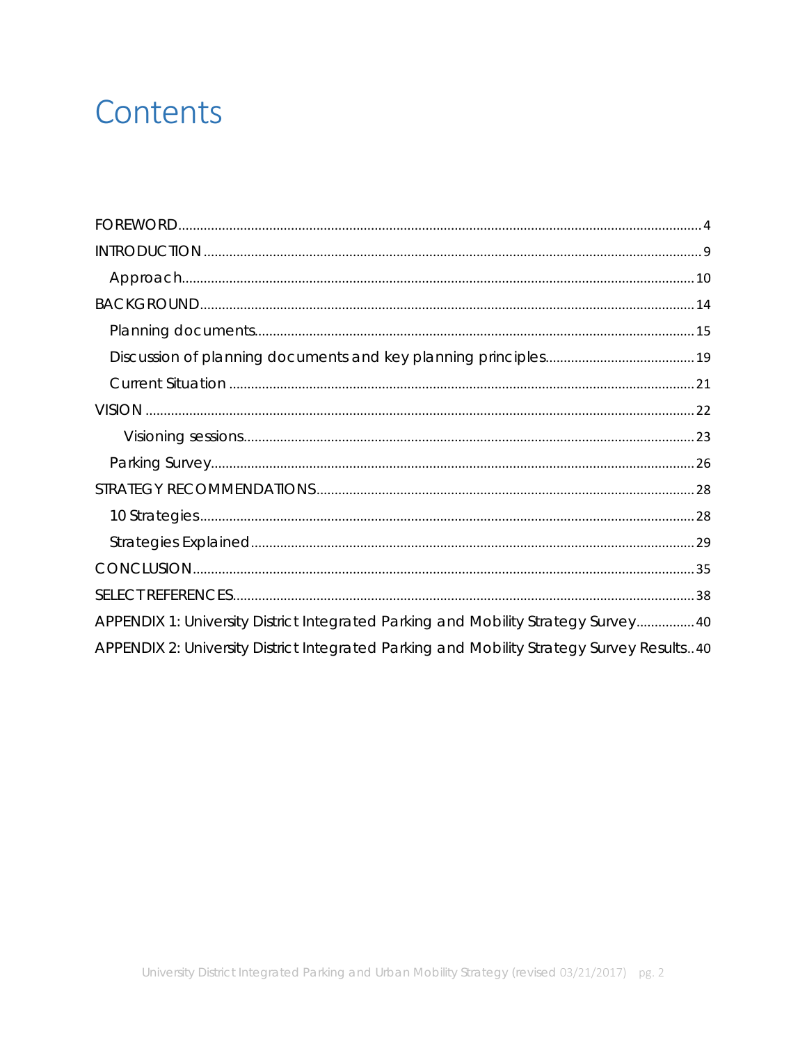# Contents

FOREWORD .......... 4
INTRODUCTION .......... 9
- Approach .......... 10

BACKGROUND .......... 14
- Planning documents .......... 15
- Discussion of planning documents and key planning principles .......... 19
- Current Situation .......... 21

VISION .......... 22
  - Visioning sessions .......... 23
- Parking Survey .......... 26

STRATEGY RECOMMENDATIONS .......... 28
- 10 Strategies .......... 28
- Strategies Explained .......... 29

CONCLUSION .......... 35
SELECT REFERENCES .......... 38
APPENDIX 1: University District Integrated Parking and Mobility Strategy Survey .......... 40
APPENDIX 2: University District Integrated Parking and Mobility Strategy Survey Results .......... 40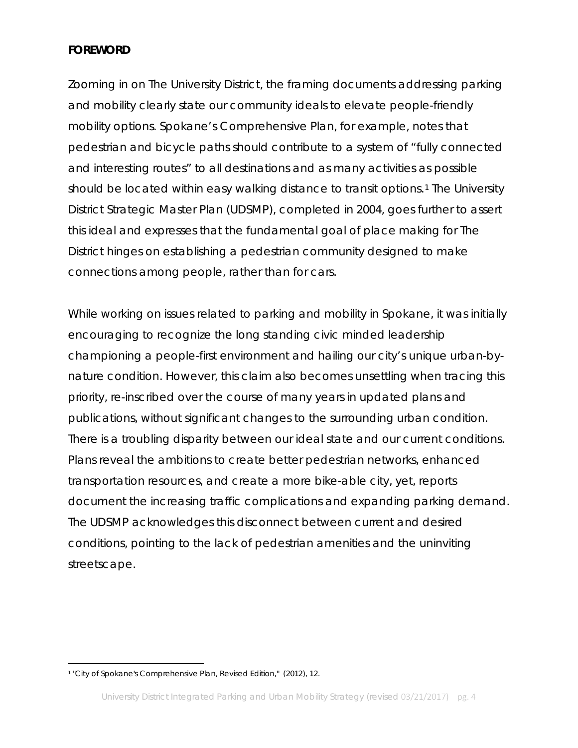## FOREWORD

Zooming in on The University District, the framing documents addressing parking and mobility clearly state our community ideals to elevate people-friendly mobility options. Spokane's Comprehensive Plan, for example, notes that pedestrian and bicycle paths should contribute to a system of "fully connected and interesting routes" to all destinations and as many activities as possible should be located within easy walking distance to transit options.[1] The University District Strategic Master Plan (UDSMP), completed in 2004, goes further to assert this ideal and expresses that the fundamental goal of place making for The District hinges on establishing a pedestrian community designed to make connections among people, rather than for cars.

While working on issues related to parking and mobility in Spokane, it was initially encouraging to recognize the long standing civic minded leadership championing a people-first environment and hailing our city's unique urban-by-nature condition. However, this claim also becomes unsettling when tracing this priority, re-inscribed over the course of many years in updated plans and publications, without significant changes to the surrounding urban condition. There is a troubling disparity between our ideal state and our current conditions. Plans reveal the ambitions to create better pedestrian networks, enhanced transportation resources, and create a more bike-able city, yet, reports document the increasing traffic complications and expanding parking demand. The UDSMP acknowledges this disconnect between current and desired conditions, pointing to the lack of pedestrian amenities and the uninviting streetscape.

---

[1] "City of Spokane's Comprehensive Plan, Revised Edition," (2012), 12.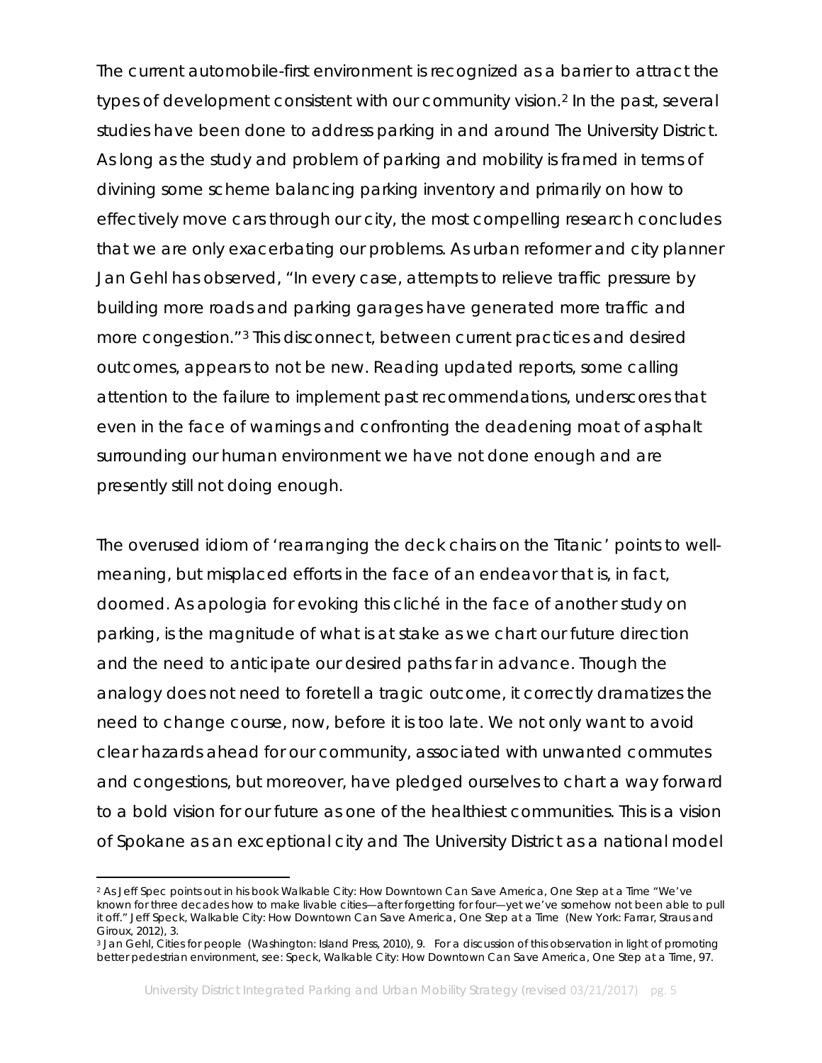The current automobile-first environment is recognized as a barrier to attract the types of development consistent with our community vision.[2] In the past, several studies have been done to address parking in and around The University District. As long as the study and problem of parking and mobility is framed in terms of divining some scheme balancing parking inventory and primarily on how to effectively move cars through our city, the most compelling research concludes that we are only exacerbating our problems. As urban reformer and city planner Jan Gehl has observed, "In every case, attempts to relieve traffic pressure by building more roads and parking garages have generated more traffic and more congestion."[3] This disconnect, between current practices and desired outcomes, appears to not be new. Reading updated reports, some calling attention to the failure to implement past recommendations, underscores that even in the face of warnings and confronting the deadening moat of asphalt surrounding our human environment we have not done enough and are presently still not doing enough.

The overused idiom of 'rearranging the deck chairs on the Titanic' points to well-meaning, but misplaced efforts in the face of an endeavor that is, in fact, doomed. As apologia for evoking this cliché in the face of another study on parking, is the magnitude of what is at stake as we chart our future direction and the need to anticipate our desired paths far in advance. Though the analogy does not need to foretell a tragic outcome, it correctly dramatizes the need to change course, now, before it is too late. We not only want to avoid clear hazards ahead for our community, associated with unwanted commutes and congestions, but moreover, have pledged ourselves to chart a way forward to a bold vision for our future as one of the healthiest communities. This is a vision of Spokane as an exceptional city and The University District as a national model

---

[2] As Jeff Spec points out in his book Walkable City: How Downtown Can Save America, One Step at a Time "We've known for three decades how to make livable cities—after forgetting for four—yet we've somehow not been able to pull it off." Jeff Speck, *Walkable City: How Downtown Can Save America, One Step at a Time* (New York: Farrar, Straus and Giroux, 2012), 3.

[3] Jan Gehl, *Cities for people* (Washington: Island Press, 2010), 9. For a discussion of this observation in light of promoting better pedestrian environment, see: Speck, *Walkable City: How Downtown Can Save America, One Step at a Time*, 97.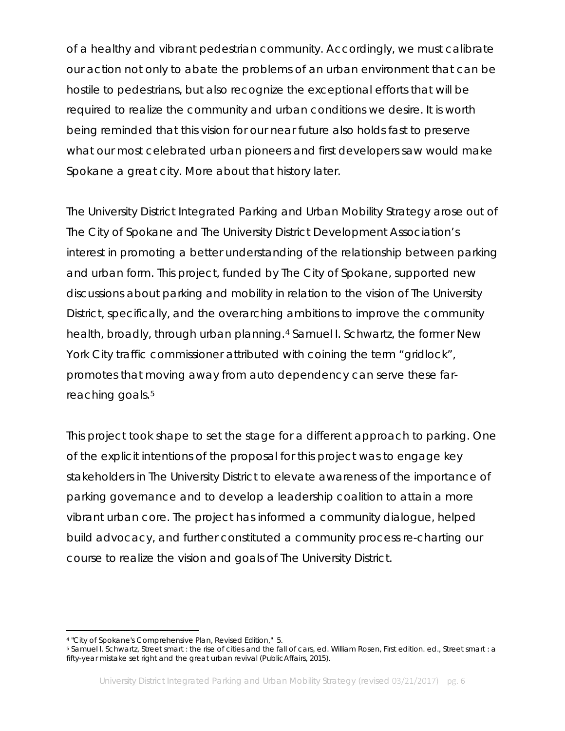of a healthy and vibrant pedestrian community. Accordingly, we must calibrate our action not only to abate the problems of an urban environment that can be hostile to pedestrians, but also recognize the exceptional efforts that will be required to realize the community and urban conditions we desire. It is worth being reminded that this vision for our near future also holds fast to preserve what our most celebrated urban pioneers and first developers saw would make Spokane a great city. More about that history later.

The University District Integrated Parking and Urban Mobility Strategy arose out of The City of Spokane and The University District Development Association's interest in promoting a better understanding of the relationship between parking and urban form. This project, funded by The City of Spokane, supported new discussions about parking and mobility in relation to the vision of The University District, specifically, and the overarching ambitions to improve the community health, broadly, through urban planning.[4] Samuel I. Schwartz, the former New York City traffic commissioner attributed with coining the term "gridlock", promotes that moving away from auto dependency can serve these far-reaching goals.[5]

This project took shape to set the stage for a different approach to parking. One of the explicit intentions of the proposal for this project was to engage key stakeholders in The University District to elevate awareness of the importance of parking governance and to develop a leadership coalition to attain a more vibrant urban core. The project has informed a community dialogue, helped build advocacy, and further constituted a community process re-charting our course to realize the vision and goals of The University District.

---

[4] "City of Spokane's Comprehensive Plan, Revised Edition," 5.

[5] Samuel I. Schwartz, Street smart : the rise of cities and the fall of cars, ed. William Rosen, First edition. ed., Street smart : a fifty-year mistake set right and the great urban revival (PublicAffairs, 2015).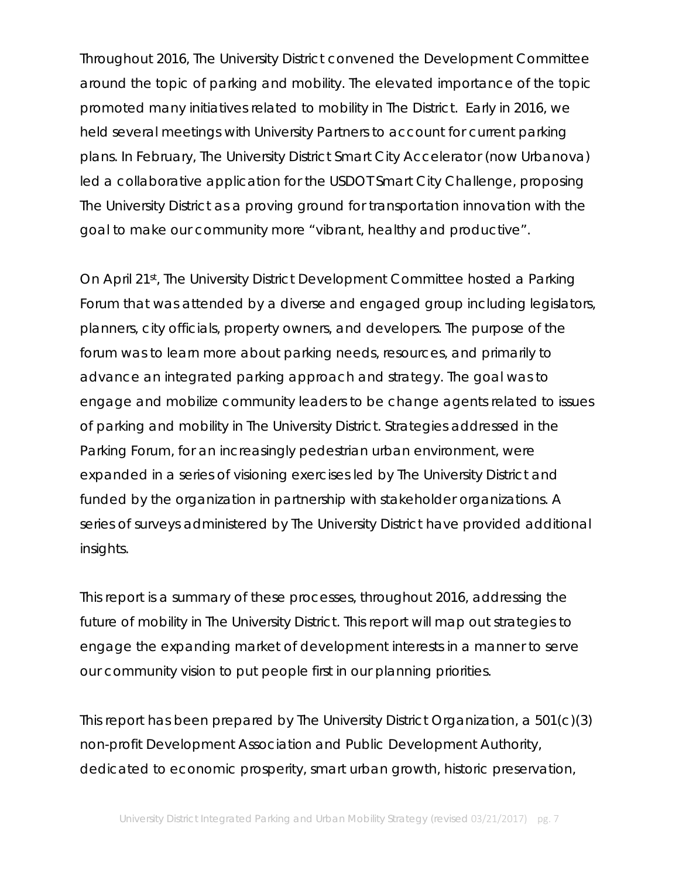Throughout 2016, The University District convened the Development Committee around the topic of parking and mobility. The elevated importance of the topic promoted many initiatives related to mobility in The District. Early in 2016, we held several meetings with University Partners to account for current parking plans. In February, The University District Smart City Accelerator (now Urbanova) led a collaborative application for the USDOT Smart City Challenge, proposing The University District as a proving ground for transportation innovation with the goal to make our community more "vibrant, healthy and productive".

On April 21st, The University District Development Committee hosted a Parking Forum that was attended by a diverse and engaged group including legislators, planners, city officials, property owners, and developers. The purpose of the forum was to learn more about parking needs, resources, and primarily to advance an integrated parking approach and strategy. The goal was to engage and mobilize community leaders to be change agents related to issues of parking and mobility in The University District. Strategies addressed in the Parking Forum, for an increasingly pedestrian urban environment, were expanded in a series of visioning exercises led by The University District and funded by the organization in partnership with stakeholder organizations. A series of surveys administered by The University District have provided additional insights.

This report is a summary of these processes, throughout 2016, addressing the future of mobility in The University District. This report will map out strategies to engage the expanding market of development interests in a manner to serve our community vision to put people first in our planning priorities.

This report has been prepared by The University District Organization, a 501(c)(3) non-profit Development Association and Public Development Authority, dedicated to economic prosperity, smart urban growth, historic preservation,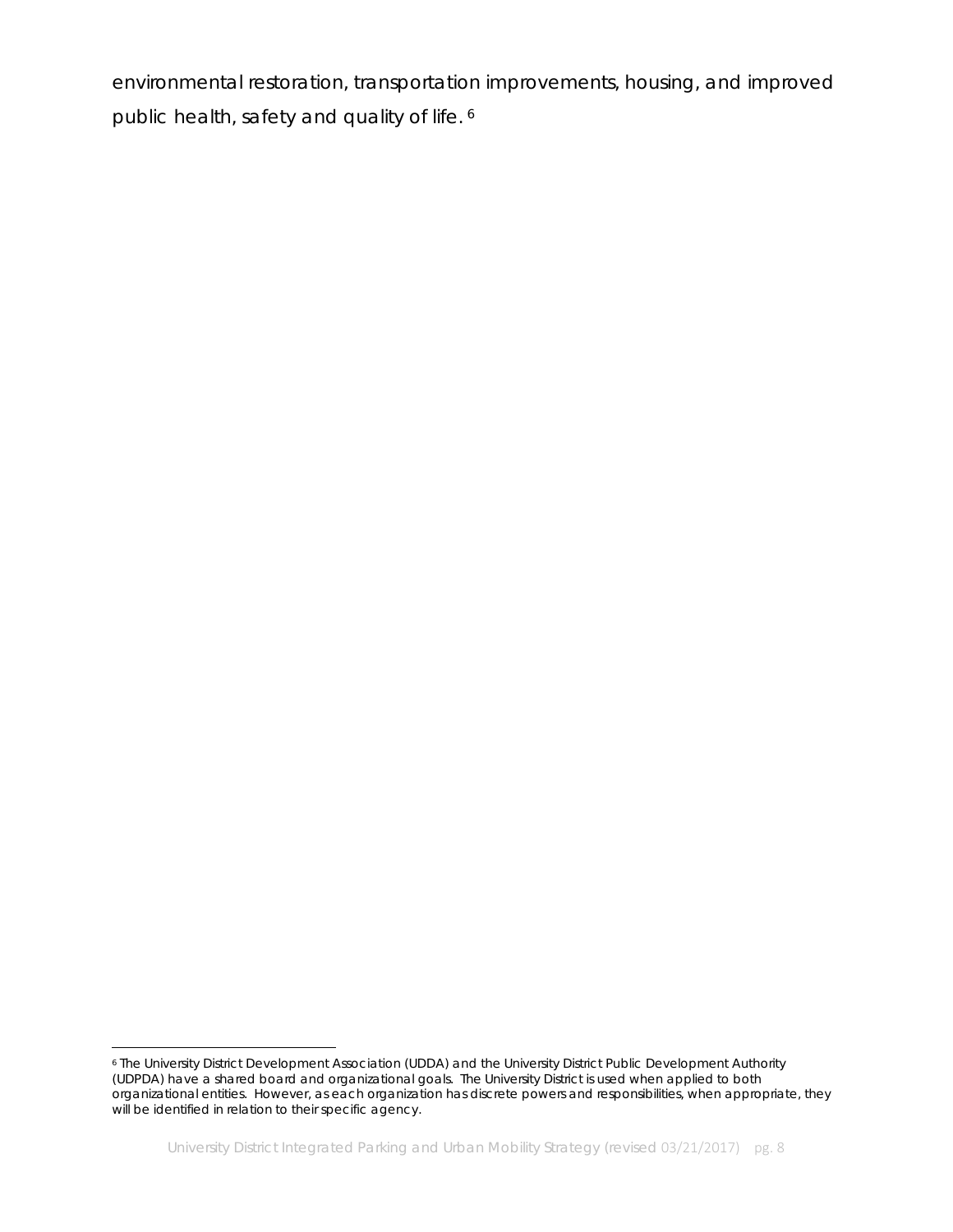environmental restoration, transportation improvements, housing, and improved public health, safety and quality of life. [6]

---

[6] The University District Development Association (UDDA) and the University District Public Development Authority (UDPDA) have a shared board and organizational goals. The University District is used when applied to both organizational entities. However, as each organization has discrete powers and responsibilities, when appropriate, they will be identified in relation to their specific agency.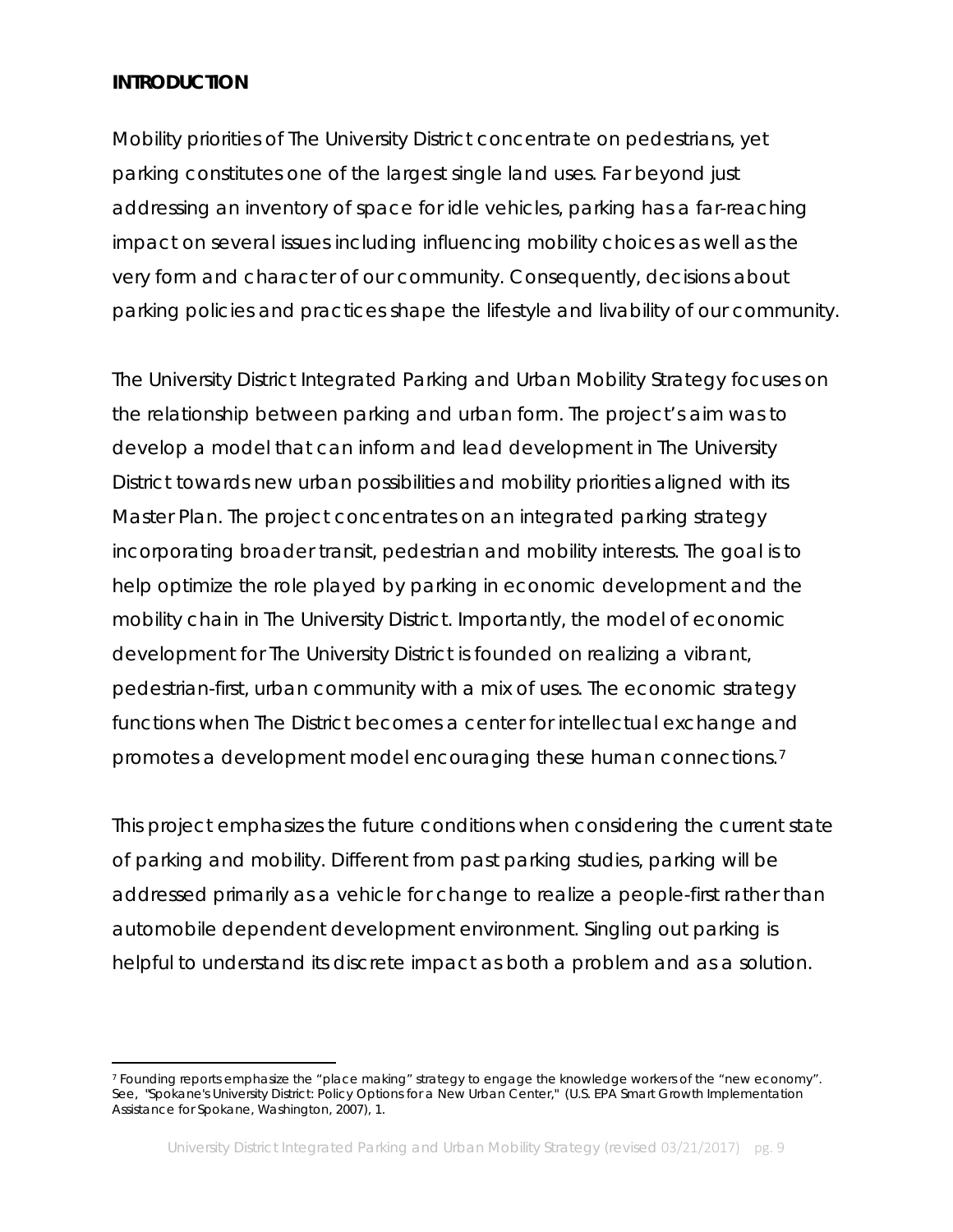**INTRODUCTION**

Mobility priorities of The University District concentrate on pedestrians, yet parking constitutes one of the largest single land uses. Far beyond just addressing an inventory of space for idle vehicles, parking has a far-reaching impact on several issues including influencing mobility choices as well as the very form and character of our community. Consequently, decisions about parking policies and practices shape the lifestyle and livability of our community.

The University District Integrated Parking and Urban Mobility Strategy focuses on the relationship between parking and urban form. The project's aim was to develop a model that can inform and lead development in The University District towards new urban possibilities and mobility priorities aligned with its Master Plan. The project concentrates on an integrated parking strategy incorporating broader transit, pedestrian and mobility interests. The goal is to help optimize the role played by parking in economic development and the mobility chain in The University District. Importantly, the model of economic development for The University District is founded on realizing a vibrant, pedestrian-first, urban community with a mix of uses. The economic strategy functions when The District becomes a center for intellectual exchange and promotes a development model encouraging these human connections.[7]

This project emphasizes the future conditions when considering the current state of parking and mobility. Different from past parking studies, parking will be addressed primarily as a vehicle for change to realize a people-first rather than automobile dependent development environment. Singling out parking is helpful to understand its discrete impact as both a problem and as a solution.

---

[7] Founding reports emphasize the "place making" strategy to engage the knowledge workers of the "new economy". See, "Spokane's University District: Policy Options for a New Urban Center," (U.S. EPA Smart Growth Implementation Assistance for Spokane, Washington, 2007), 1.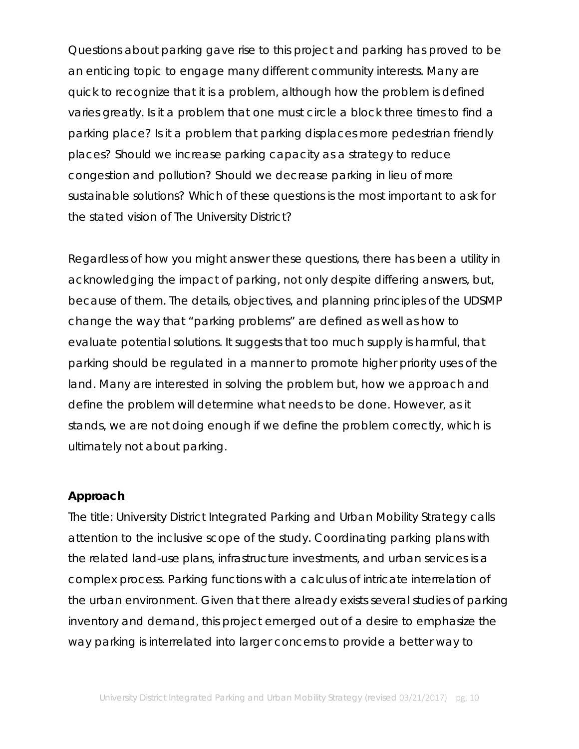Questions about parking gave rise to this project and parking has proved to be an enticing topic to engage many different community interests. Many are quick to recognize that it is a problem, although how the problem is defined varies greatly. Is it a problem that one must circle a block three times to find a parking place? Is it a problem that parking displaces more pedestrian friendly places? Should we increase parking capacity as a strategy to reduce congestion and pollution? Should we decrease parking in lieu of more sustainable solutions? Which of these questions is the most important to ask for the stated vision of The University District?

Regardless of how you might answer these questions, there has been a utility in acknowledging the impact of parking, not only despite differing answers, but, because of them. The details, objectives, and planning principles of the UDSMP change the way that "parking problems" are defined as well as how to evaluate potential solutions. It suggests that too much supply is harmful, that parking should be regulated in a manner to promote higher priority uses of the land. Many are interested in solving the problem but, how we approach and define the problem will determine what needs to be done. However, as it stands, we are not doing enough if we define the problem correctly, which is ultimately not about parking.

**Approach**

The title: University District Integrated Parking and Urban Mobility Strategy calls attention to the inclusive scope of the study. Coordinating parking plans with the related land-use plans, infrastructure investments, and urban services is a complex process. Parking functions with a calculus of intricate interrelation of the urban environment. Given that there already exists several studies of parking inventory and demand, this project emerged out of a desire to emphasize the way parking is interrelated into larger concerns to provide a better way to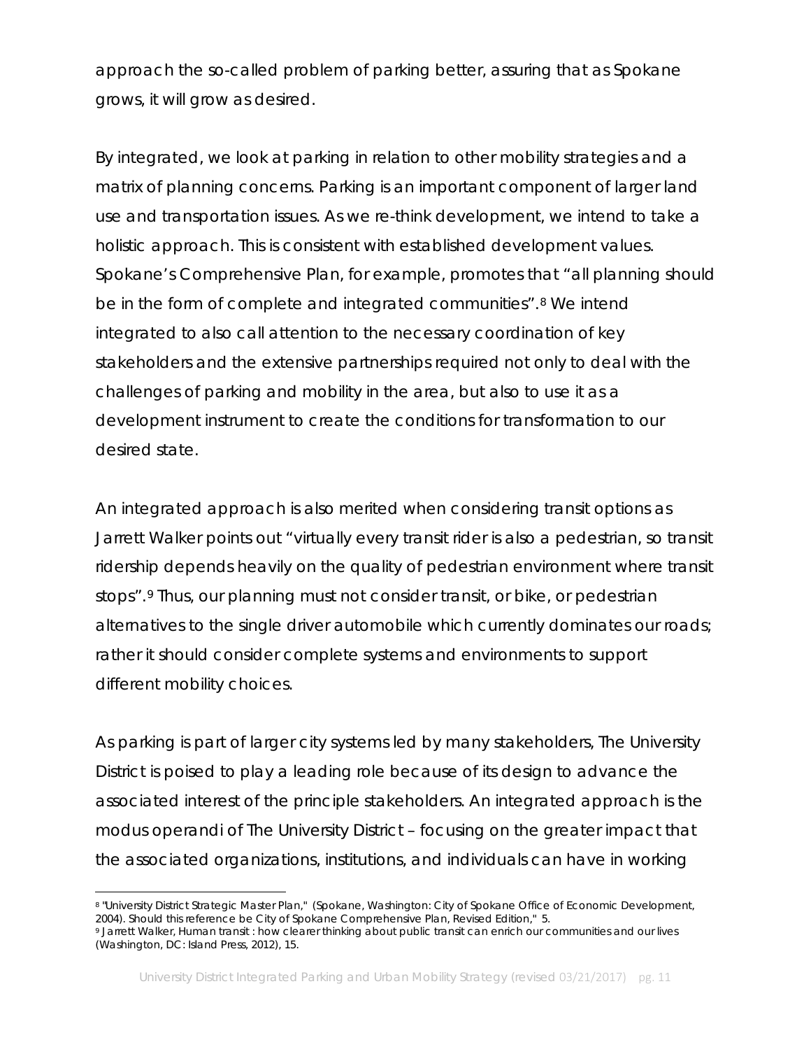approach the so-called problem of parking better, assuring that as Spokane grows, it will grow as desired.

By integrated, we look at parking in relation to other mobility strategies and a matrix of planning concerns. Parking is an important component of larger land use and transportation issues. As we re-think development, we intend to take a holistic approach. This is consistent with established development values. Spokane's Comprehensive Plan, for example, promotes that "all planning should be in the form of complete and integrated communities".[8] We intend integrated to also call attention to the necessary coordination of key stakeholders and the extensive partnerships required not only to deal with the challenges of parking and mobility in the area, but also to use it as a development instrument to create the conditions for transformation to our desired state.

An integrated approach is also merited when considering transit options as Jarrett Walker points out "virtually every transit rider is also a pedestrian, so transit ridership depends heavily on the quality of pedestrian environment where transit stops".[9] Thus, our planning must not consider transit, or bike, or pedestrian alternatives to the single driver automobile which currently dominates our roads; rather it should consider complete systems and environments to support different mobility choices.

As parking is part of larger city systems led by many stakeholders, The University District is poised to play a leading role because of its design to advance the associated interest of the principle stakeholders. An integrated approach is the modus operandi of The University District – focusing on the greater impact that the associated organizations, institutions, and individuals can have in working

---

[8] "University District Strategic Master Plan," (Spokane, Washington: City of Spokane Office of Economic Development, 2004). Should this reference be City of Spokane Comprehensive Plan, Revised Edition," 5.

[9] Jarrett Walker, Human transit : how clearer thinking about public transit can enrich our communities and our lives (Washington, DC: Island Press, 2012), 15.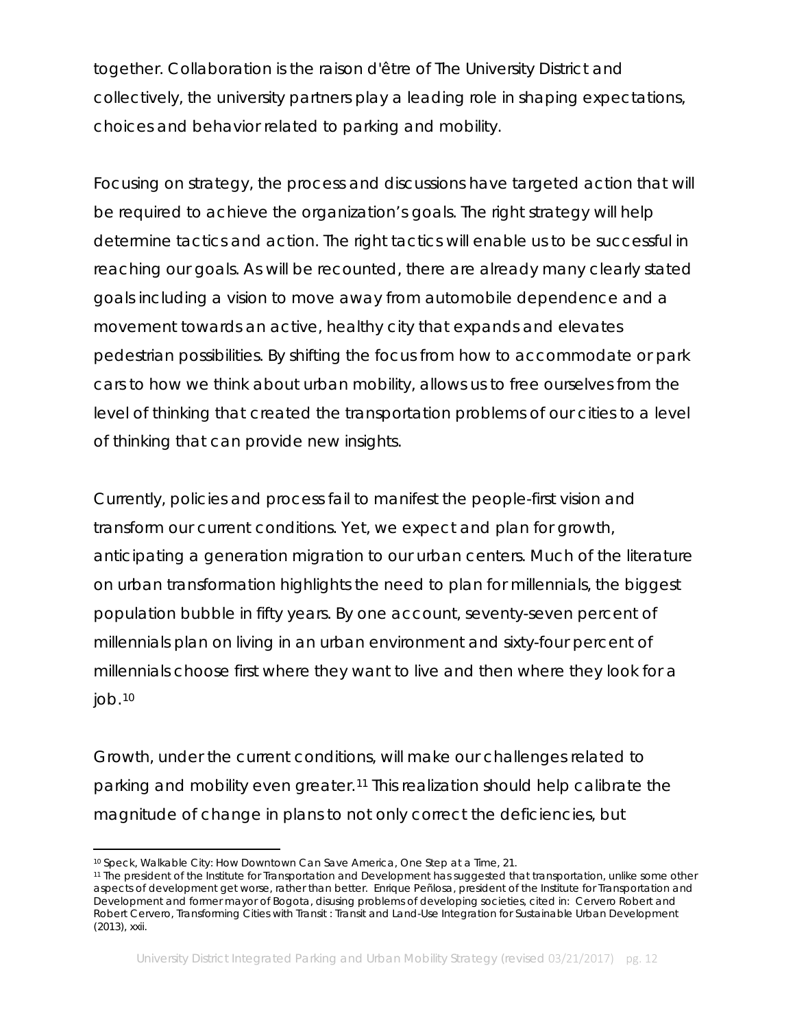together. Collaboration is the raison d'être of The University District and collectively, the university partners play a leading role in shaping expectations, choices and behavior related to parking and mobility.

Focusing on strategy, the process and discussions have targeted action that will be required to achieve the organization's goals. The right strategy will help determine tactics and action. The right tactics will enable us to be successful in reaching our goals. As will be recounted, there are already many clearly stated goals including a vision to move away from automobile dependence and a movement towards an active, healthy city that expands and elevates pedestrian possibilities. By shifting the focus from how to accommodate or park cars to how we think about urban mobility, allows us to free ourselves from the level of thinking that created the transportation problems of our cities to a level of thinking that can provide new insights.

Currently, policies and process fail to manifest the people-first vision and transform our current conditions. Yet, we expect and plan for growth, anticipating a generation migration to our urban centers. Much of the literature on urban transformation highlights the need to plan for millennials, the biggest population bubble in fifty years. By one account, seventy-seven percent of millennials plan on living in an urban environment and sixty-four percent of millennials choose first where they want to live and then where they look for a job.[10]

Growth, under the current conditions, will make our challenges related to parking and mobility even greater.[11] This realization should help calibrate the magnitude of change in plans to not only correct the deficiencies, but

---

[10] Speck, Walkable City: How Downtown Can Save America, One Step at a Time, 21.

[11] The president of the Institute for Transportation and Development has suggested that transportation, unlike some other aspects of development get worse, rather than better. Enrique Peñlosa, president of the Institute for Transportation and Development and former mayor of Bogota, disusing problems of developing societies, cited in: Cervero Robert and Robert Cervero, Transforming Cities with Transit : Transit and Land-Use Integration for Sustainable Urban Development (2013), xxii.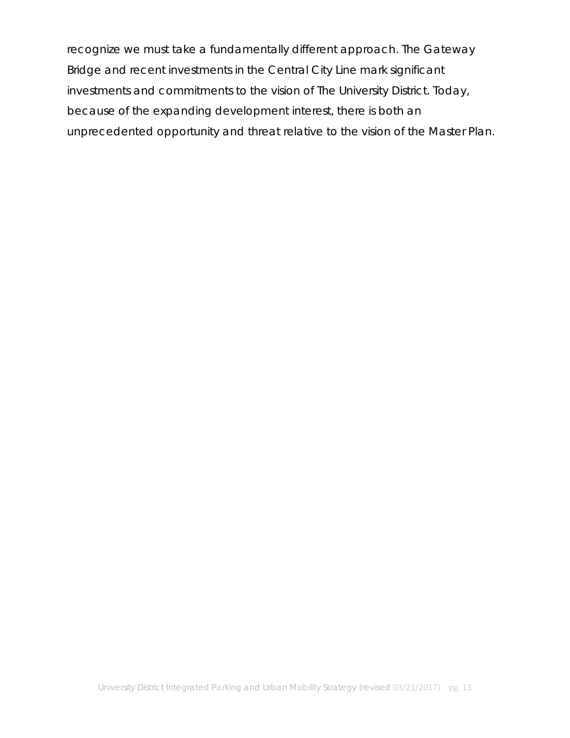recognize we must take a fundamentally different approach. The Gateway Bridge and recent investments in the Central City Line mark significant investments and commitments to the vision of The University District. Today, because of the expanding development interest, there is both an unprecedented opportunity and threat relative to the vision of the Master Plan.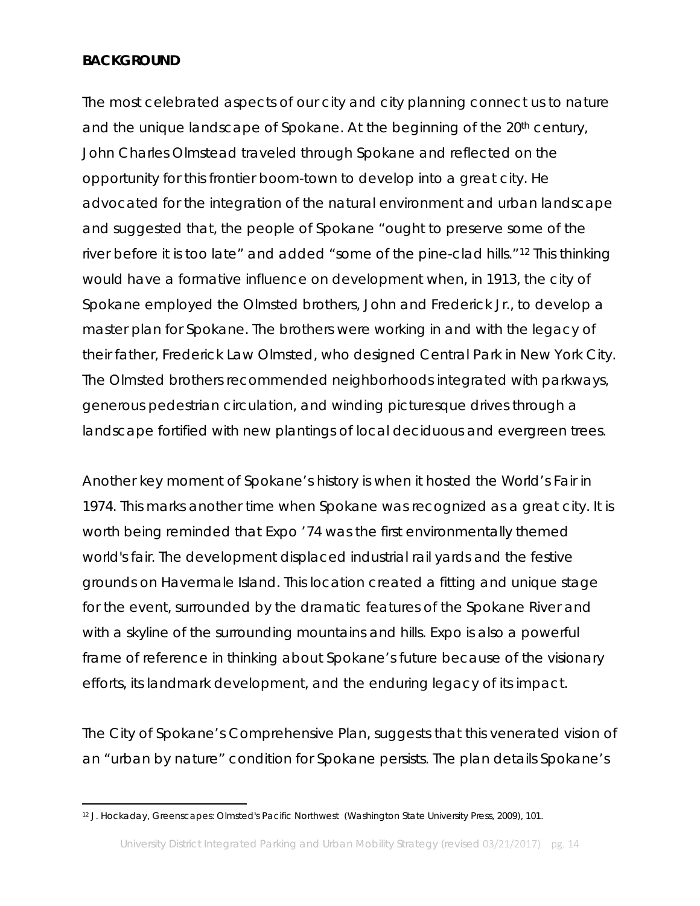**BACKGROUND**

The most celebrated aspects of our city and city planning connect us to nature and the unique landscape of Spokane. At the beginning of the 20th century, John Charles Olmstead traveled through Spokane and reflected on the opportunity for this frontier boom-town to develop into a great city. He advocated for the integration of the natural environment and urban landscape and suggested that, the people of Spokane "ought to preserve some of the river before it is too late" and added "some of the pine-clad hills."[12] This thinking would have a formative influence on development when, in 1913, the city of Spokane employed the Olmsted brothers, John and Frederick Jr., to develop a master plan for Spokane. The brothers were working in and with the legacy of their father, Frederick Law Olmsted, who designed Central Park in New York City. The Olmsted brothers recommended neighborhoods integrated with parkways, generous pedestrian circulation, and winding picturesque drives through a landscape fortified with new plantings of local deciduous and evergreen trees.

Another key moment of Spokane's history is when it hosted the World's Fair in 1974. This marks another time when Spokane was recognized as a great city. It is worth being reminded that Expo '74 was the first environmentally themed world's fair. The development displaced industrial rail yards and the festive grounds on Havermale Island. This location created a fitting and unique stage for the event, surrounded by the dramatic features of the Spokane River and with a skyline of the surrounding mountains and hills. Expo is also a powerful frame of reference in thinking about Spokane's future because of the visionary efforts, its landmark development, and the enduring legacy of its impact.

The City of Spokane's Comprehensive Plan, suggests that this venerated vision of an "urban by nature" condition for Spokane persists. The plan details Spokane's

[12] J. Hockaday, Greenscapes: Olmsted's Pacific Northwest (Washington State University Press, 2009), 101.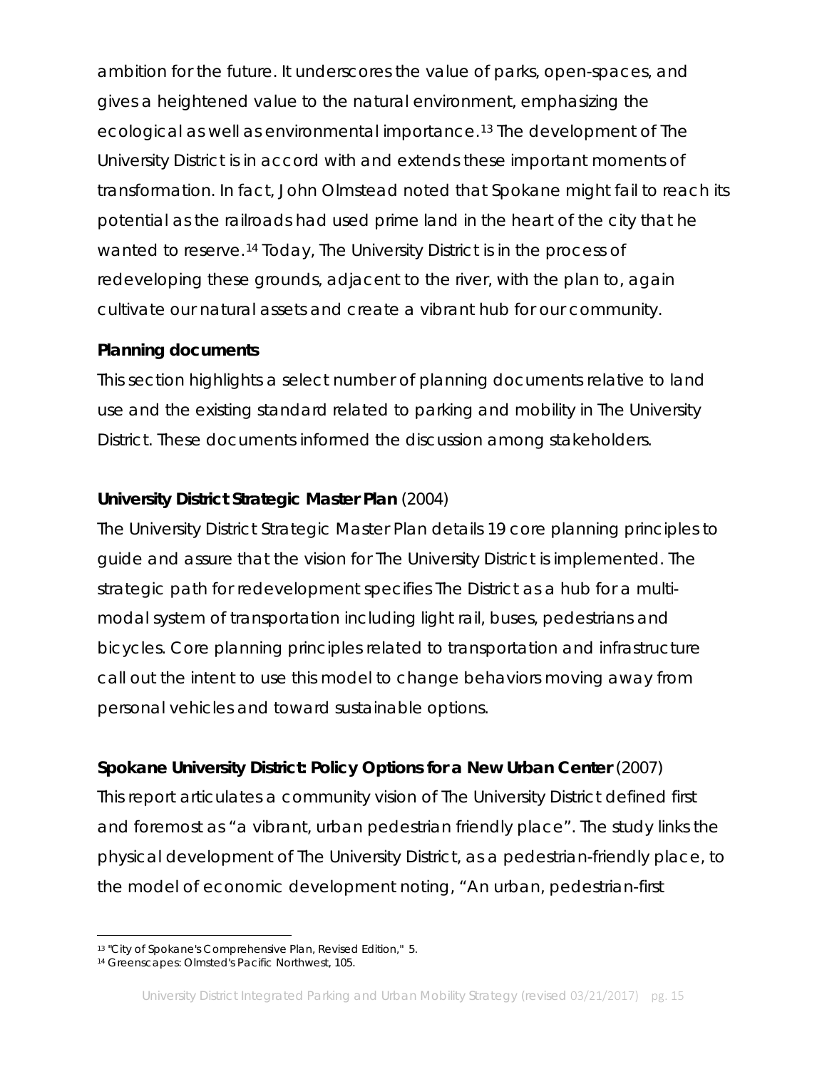ambition for the future. It underscores the value of parks, open-spaces, and gives a heightened value to the natural environment, emphasizing the ecological as well as environmental importance.[13] The development of The University District is in accord with and extends these important moments of transformation. In fact, John Olmstead noted that Spokane might fail to reach its potential as the railroads had used prime land in the heart of the city that he wanted to reserve.[14] Today, The University District is in the process of redeveloping these grounds, adjacent to the river, with the plan to, again cultivate our natural assets and create a vibrant hub for our community.

**Planning documents**

This section highlights a select number of planning documents relative to land use and the existing standard related to parking and mobility in The University District. These documents informed the discussion among stakeholders.

**University District Strategic Master Plan** (2004)

The University District Strategic Master Plan details 19 core planning principles to guide and assure that the vision for The University District is implemented. The strategic path for redevelopment specifies The District as a hub for a multi-modal system of transportation including light rail, buses, pedestrians and bicycles. Core planning principles related to transportation and infrastructure call out the intent to use this model to change behaviors moving away from personal vehicles and toward sustainable options.

**Spokane University District: Policy Options for a New Urban Center** (2007)

This report articulates a community vision of The University District defined first and foremost as "a vibrant, urban pedestrian friendly place". The study links the physical development of The University District, as a pedestrian-friendly place, to the model of economic development noting, "An urban, pedestrian-first

[13] "City of Spokane's Comprehensive Plan, Revised Edition," 5.

[14] Greenscapes: Olmsted's Pacific Northwest, 105.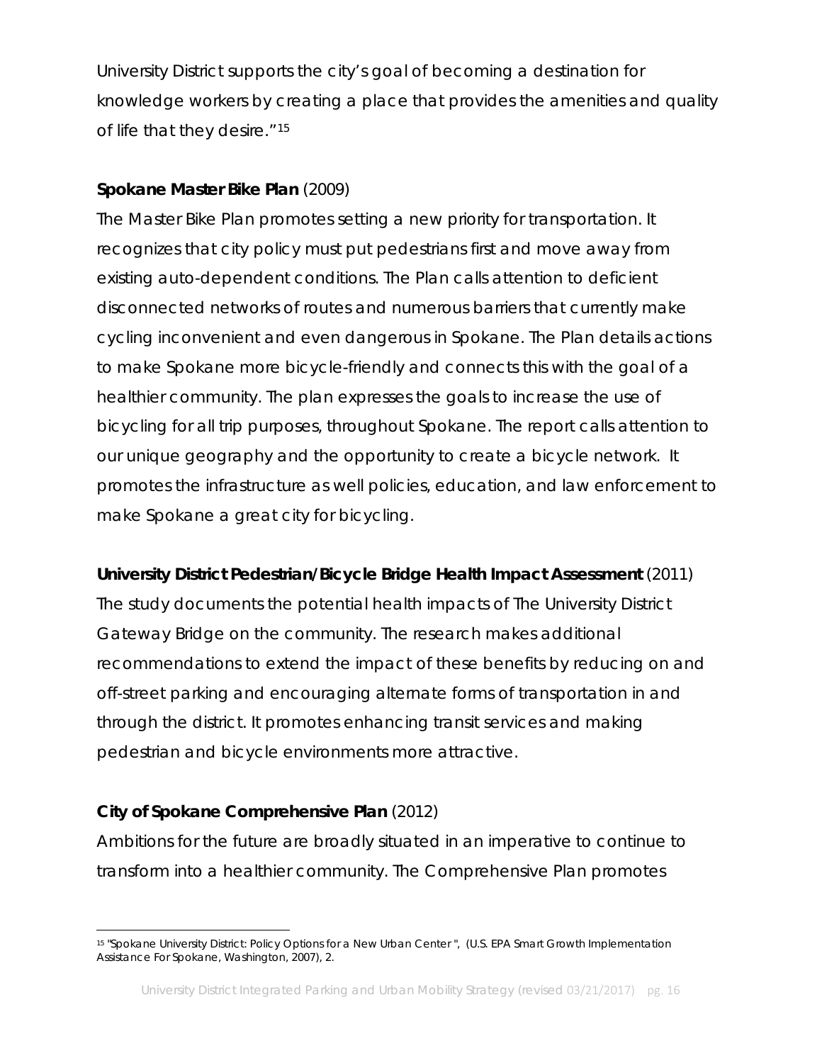University District supports the city's goal of becoming a destination for knowledge workers by creating a place that provides the amenities and quality of life that they desire."[15]

**Spokane Master Bike Plan** (2009)

The Master Bike Plan promotes setting a new priority for transportation. It recognizes that city policy must put pedestrians first and move away from existing auto-dependent conditions. The Plan calls attention to deficient disconnected networks of routes and numerous barriers that currently make cycling inconvenient and even dangerous in Spokane. The Plan details actions to make Spokane more bicycle-friendly and connects this with the goal of a healthier community. The plan expresses the goals to increase the use of bicycling for all trip purposes, throughout Spokane. The report calls attention to our unique geography and the opportunity to create a bicycle network. It promotes the infrastructure as well policies, education, and law enforcement to make Spokane a great city for bicycling.

**University District Pedestrian/Bicycle Bridge Health Impact Assessment** (2011)

The study documents the potential health impacts of The University District Gateway Bridge on the community. The research makes additional recommendations to extend the impact of these benefits by reducing on and off-street parking and encouraging alternate forms of transportation in and through the district. It promotes enhancing transit services and making pedestrian and bicycle environments more attractive.

**City of Spokane Comprehensive Plan** (2012)

Ambitions for the future are broadly situated in an imperative to continue to transform into a healthier community. The Comprehensive Plan promotes

[15] "Spokane University District: Policy Options for a New Urban Center ", (U.S. EPA Smart Growth Implementation Assistance For Spokane, Washington, 2007), 2.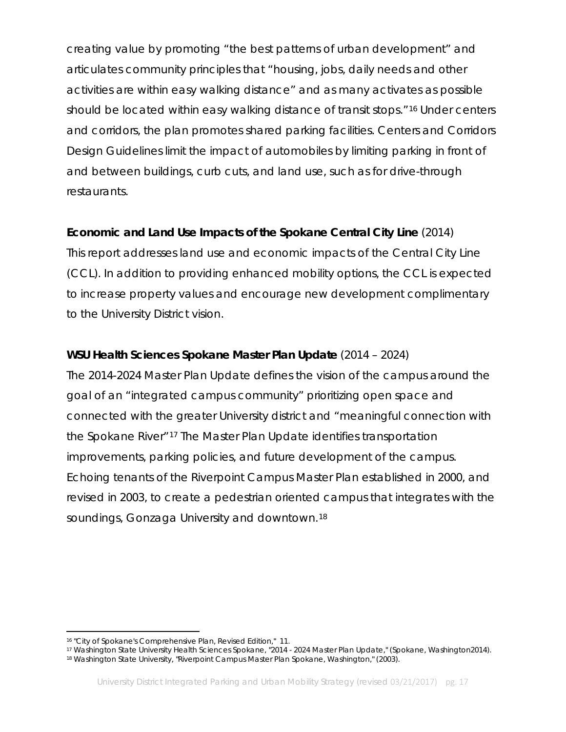creating value by promoting "the best patterns of urban development" and articulates community principles that "housing, jobs, daily needs and other activities are within easy walking distance" and as many activates as possible should be located within easy walking distance of transit stops."[16] Under centers and corridors, the plan promotes shared parking facilities. Centers and Corridors Design Guidelines limit the impact of automobiles by limiting parking in front of and between buildings, curb cuts, and land use, such as for drive-through restaurants.

**Economic and Land Use Impacts of the Spokane Central City Line** (2014)

This report addresses land use and economic impacts of the Central City Line (CCL). In addition to providing enhanced mobility options, the CCL is expected to increase property values and encourage new development complimentary to the University District vision.

**WSU Health Sciences Spokane Master Plan Update** (2014 – 2024)

The 2014-2024 Master Plan Update defines the vision of the campus around the goal of an "integrated campus community" prioritizing open space and connected with the greater University district and "meaningful connection with the Spokane River"[17] The Master Plan Update identifies transportation improvements, parking policies, and future development of the campus. Echoing tenants of the Riverpoint Campus Master Plan established in 2000, and revised in 2003, to create a pedestrian oriented campus that integrates with the soundings, Gonzaga University and downtown.[18]

---

[16] "City of Spokane's Comprehensive Plan, Revised Edition," 11.

[17] Washington State University Health Sciences Spokane, "2014 - 2024 Master Plan Update," (Spokane, Washington2014).

[18] Washington State University, "Riverpoint Campus Master Plan Spokane, Washington," (2003).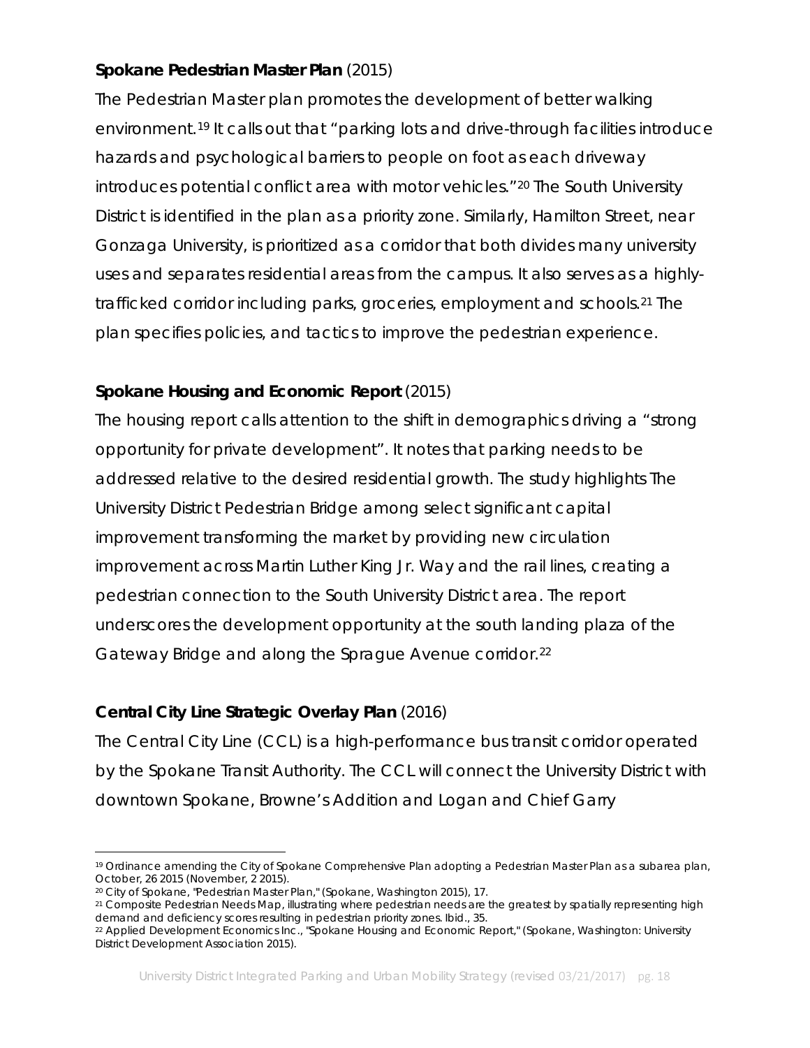**Spokane Pedestrian Master Plan** (2015)

The Pedestrian Master plan promotes the development of better walking environment.[19] It calls out that "parking lots and drive-through facilities introduce hazards and psychological barriers to people on foot as each driveway introduces potential conflict area with motor vehicles."[20] The South University District is identified in the plan as a priority zone. Similarly, Hamilton Street, near Gonzaga University, is prioritized as a corridor that both divides many university uses and separates residential areas from the campus. It also serves as a highly-trafficked corridor including parks, groceries, employment and schools.[21] The plan specifies policies, and tactics to improve the pedestrian experience.

**Spokane Housing and Economic Report** (2015)

The housing report calls attention to the shift in demographics driving a "strong opportunity for private development". It notes that parking needs to be addressed relative to the desired residential growth. The study highlights The University District Pedestrian Bridge among select significant capital improvement transforming the market by providing new circulation improvement across Martin Luther King Jr. Way and the rail lines, creating a pedestrian connection to the South University District area. The report underscores the development opportunity at the south landing plaza of the Gateway Bridge and along the Sprague Avenue corridor.[22]

**Central City Line Strategic Overlay Plan** (2016)

The Central City Line (CCL) is a high-performance bus transit corridor operated by the Spokane Transit Authority. The CCL will connect the University District with downtown Spokane, Browne's Addition and Logan and Chief Garry

---

[19] Ordinance amending the City of Spokane Comprehensive Plan adopting a Pedestrian Master Plan as a subarea plan, October, 26 2015 (November, 2 2015).

[20] City of Spokane, "Pedestrian Master Plan," (Spokane, Washington 2015), 17.

[21] Composite Pedestrian Needs Map, illustrating where pedestrian needs are the greatest by spatially representing high demand and deficiency scores resulting in pedestrian priority zones. Ibid., 35.

[22] Applied Development Economics Inc., "Spokane Housing and Economic Report," (Spokane, Washington: University District Development Association 2015).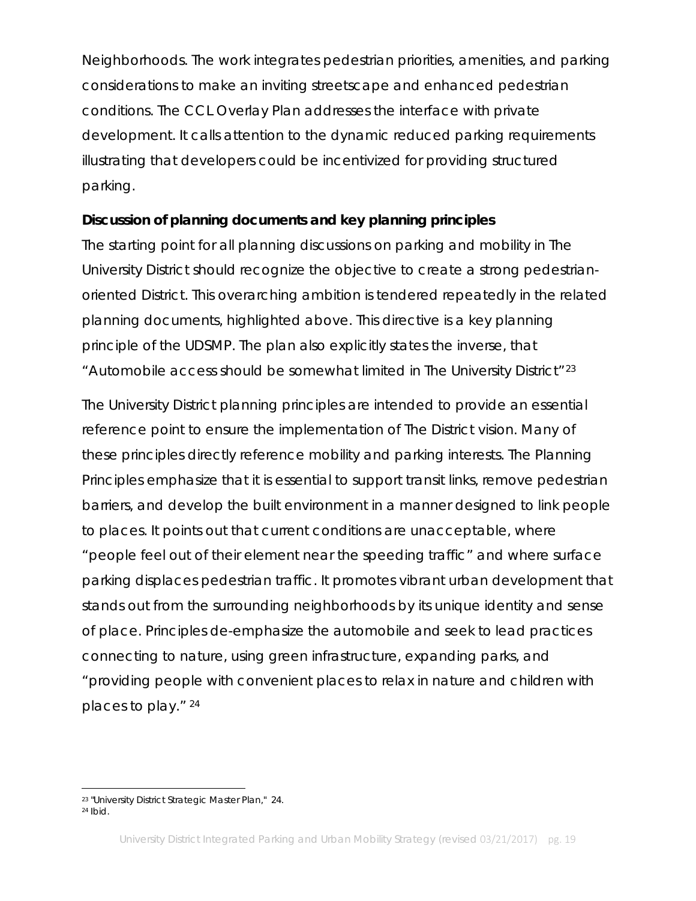Neighborhoods. The work integrates pedestrian priorities, amenities, and parking considerations to make an inviting streetscape and enhanced pedestrian conditions. The CCL Overlay Plan addresses the interface with private development. It calls attention to the dynamic reduced parking requirements illustrating that developers could be incentivized for providing structured parking.

**Discussion of planning documents and key planning principles**

The starting point for all planning discussions on parking and mobility in The University District should recognize the objective to create a strong pedestrian-oriented District. This overarching ambition is tendered repeatedly in the related planning documents, highlighted above. This directive is a key planning principle of the UDSMP. The plan also explicitly states the inverse, that "Automobile access should be somewhat limited in The University District"[23]

The University District planning principles are intended to provide an essential reference point to ensure the implementation of The District vision. Many of these principles directly reference mobility and parking interests. The Planning Principles emphasize that it is essential to support transit links, remove pedestrian barriers, and develop the built environment in a manner designed to link people to places. It points out that current conditions are unacceptable, where "people feel out of their element near the speeding traffic" and where surface parking displaces pedestrian traffic. It promotes vibrant urban development that stands out from the surrounding neighborhoods by its unique identity and sense of place. Principles de-emphasize the automobile and seek to lead practices connecting to nature, using green infrastructure, expanding parks, and "providing people with convenient places to relax in nature and children with places to play." [24]

---

[23] "University District Strategic Master Plan," 24.

[24] Ibid.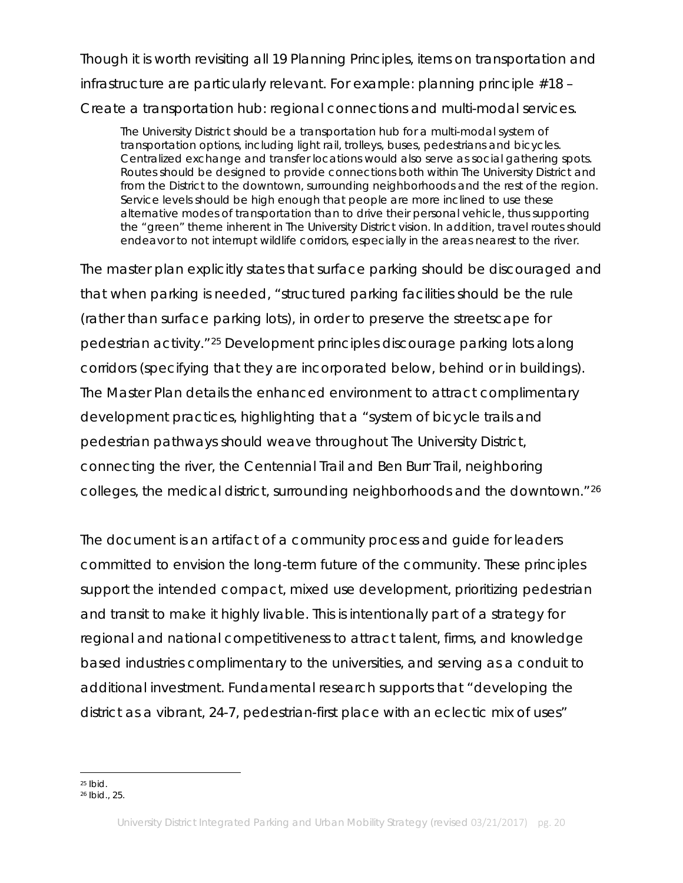Though it is worth revisiting all 19 Planning Principles, items on transportation and infrastructure are particularly relevant. For example: planning principle #18 – Create a transportation hub: regional connections and multi-modal services.

> The University District should be a transportation hub for a multi-modal system of transportation options, including light rail, trolleys, buses, pedestrians and bicycles. Centralized exchange and transfer locations would also serve as social gathering spots. Routes should be designed to provide connections both within The University District and from the District to the downtown, surrounding neighborhoods and the rest of the region. Service levels should be high enough that people are more inclined to use these alternative modes of transportation than to drive their personal vehicle, thus supporting the "green" theme inherent in The University District vision. In addition, travel routes should endeavor to not interrupt wildlife corridors, especially in the areas nearest to the river.

The master plan explicitly states that surface parking should be discouraged and that when parking is needed, "structured parking facilities should be the rule (rather than surface parking lots), in order to preserve the streetscape for pedestrian activity."[25] Development principles discourage parking lots along corridors (specifying that they are incorporated below, behind or in buildings). The Master Plan details the enhanced environment to attract complimentary development practices, highlighting that a "system of bicycle trails and pedestrian pathways should weave throughout The University District, connecting the river, the Centennial Trail and Ben Burr Trail, neighboring colleges, the medical district, surrounding neighborhoods and the downtown."[26]

The document is an artifact of a community process and guide for leaders committed to envision the long-term future of the community. These principles support the intended compact, mixed use development, prioritizing pedestrian and transit to make it highly livable. This is intentionally part of a strategy for regional and national competitiveness to attract talent, firms, and knowledge based industries complimentary to the universities, and serving as a conduit to additional investment. Fundamental research supports that "developing the district as a vibrant, 24-7, pedestrian-first place with an eclectic mix of uses"

[25] Ibid.

[26] Ibid., 25.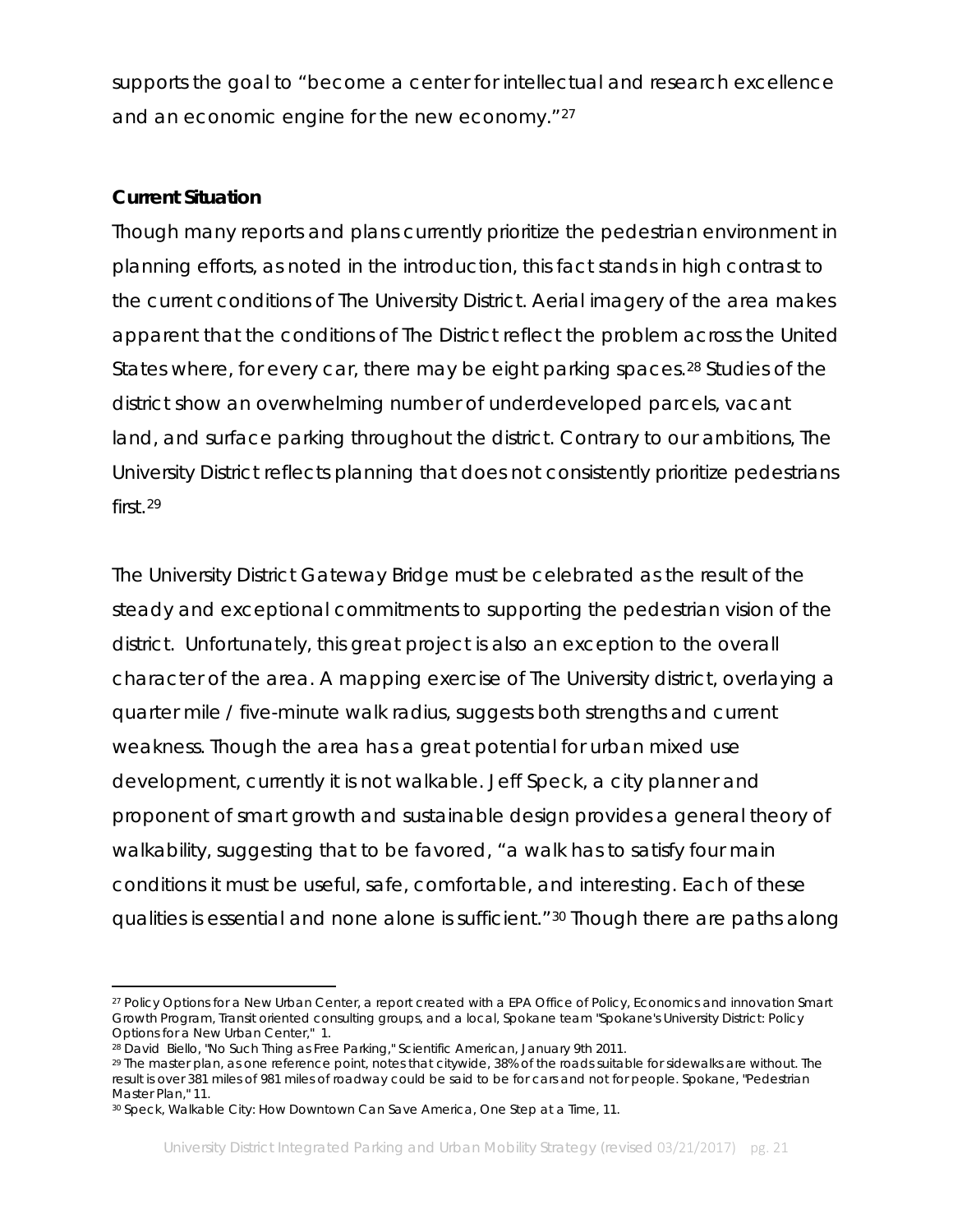supports the goal to "become a center for intellectual and research excellence and an economic engine for the new economy."[27]

**Current Situation**

Though many reports and plans currently prioritize the pedestrian environment in planning efforts, as noted in the introduction, this fact stands in high contrast to the current conditions of The University District. Aerial imagery of the area makes apparent that the conditions of The District reflect the problem across the United States where, for every car, there may be eight parking spaces.[28] Studies of the district show an overwhelming number of underdeveloped parcels, vacant land, and surface parking throughout the district. Contrary to our ambitions, The University District reflects planning that does not consistently prioritize pedestrians first.[29]

The University District Gateway Bridge must be celebrated as the result of the steady and exceptional commitments to supporting the pedestrian vision of the district. Unfortunately, this great project is also an exception to the overall character of the area. A mapping exercise of The University district, overlaying a quarter mile / five-minute walk radius, suggests both strengths and current weakness. Though the area has a great potential for urban mixed use development, currently it is not walkable. Jeff Speck, a city planner and proponent of smart growth and sustainable design provides a general theory of walkability, suggesting that to be favored, "a walk has to satisfy four main conditions it must be useful, safe, comfortable, and interesting. Each of these qualities is essential and none alone is sufficient."[30] Though there are paths along

---

[27] Policy Options for a New Urban Center, a report created with a EPA Office of Policy, Economics and innovation Smart Growth Program, Transit oriented consulting groups, and a local, Spokane team "Spokane's University District: Policy Options for a New Urban Center," 1.

[28] David Biello, "No Such Thing as Free Parking," Scientific American, January 9th 2011.

[29] The master plan, as one reference point, notes that citywide, 38% of the roads suitable for sidewalks are without. The result is over 381 miles of 981 miles of roadway could be said to be for cars and not for people. Spokane, "Pedestrian Master Plan," 11.

[30] Speck, Walkable City: How Downtown Can Save America, One Step at a Time, 11.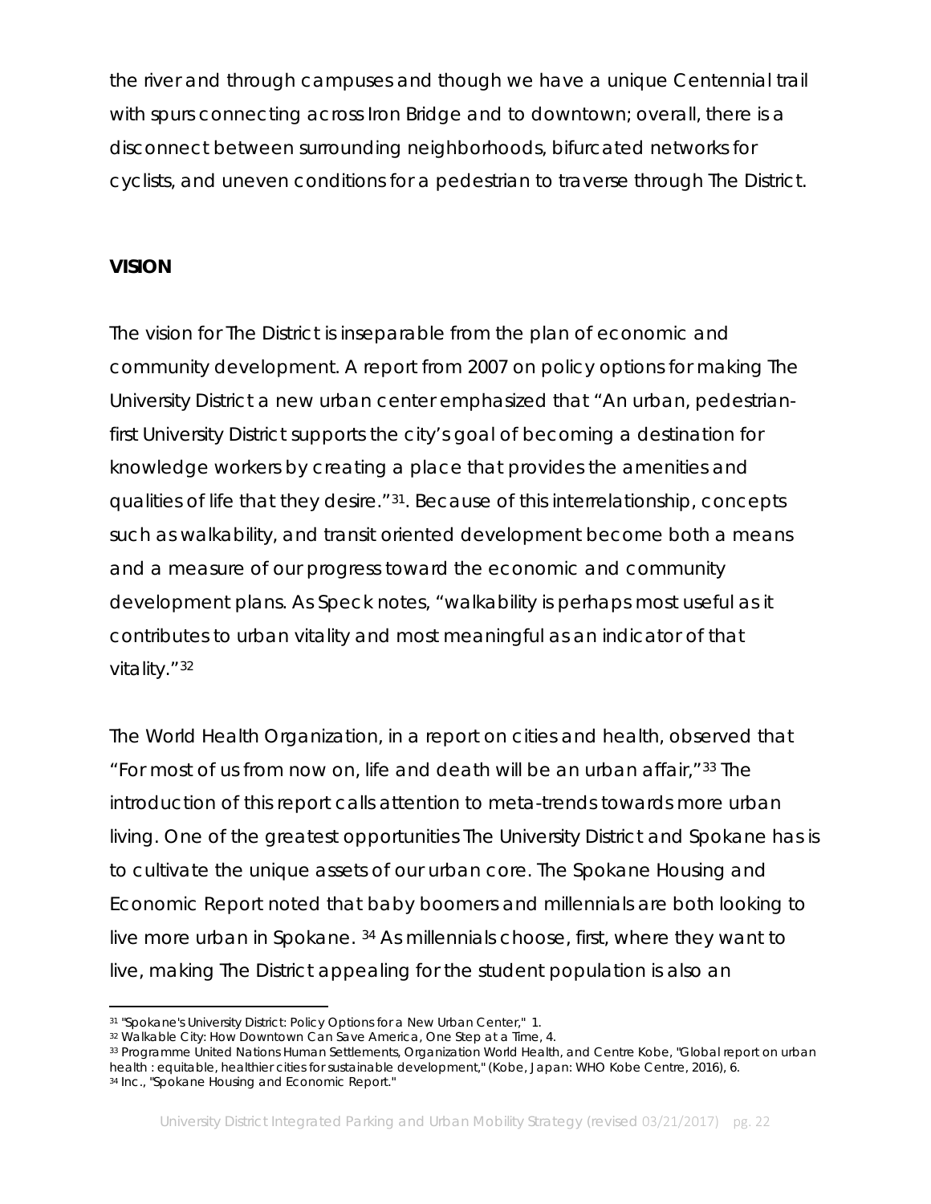the river and through campuses and though we have a unique Centennial trail with spurs connecting across Iron Bridge and to downtown; overall, there is a disconnect between surrounding neighborhoods, bifurcated networks for cyclists, and uneven conditions for a pedestrian to traverse through The District.

**VISION**

The vision for The District is inseparable from the plan of economic and community development. A report from 2007 on policy options for making The University District a new urban center emphasized that "An urban, pedestrian-first University District supports the city's goal of becoming a destination for knowledge workers by creating a place that provides the amenities and qualities of life that they desire."[31]. Because of this interrelationship, concepts such as walkability, and transit oriented development become both a means and a measure of our progress toward the economic and community development plans. As Speck notes, "walkability is perhaps most useful as it contributes to urban vitality and most meaningful as an indicator of that vitality."[32]

The World Health Organization, in a report on cities and health, observed that "For most of us from now on, life and death will be an urban affair,"[33] The introduction of this report calls attention to meta-trends towards more urban living. One of the greatest opportunities The University District and Spokane has is to cultivate the unique assets of our urban core. The Spokane Housing and Economic Report noted that baby boomers and millennials are both looking to live more urban in Spokane. [34] As millennials choose, first, where they want to live, making The District appealing for the student population is also an

[31] "Spokane's University District: Policy Options for a New Urban Center," 1.
[32] Walkable City: How Downtown Can Save America, One Step at a Time, 4.
[33] Programme United Nations Human Settlements, Organization World Health, and Centre Kobe, "Global report on urban health : equitable, healthier cities for sustainable development," (Kobe, Japan: WHO Kobe Centre, 2016), 6.
[34] Inc., "Spokane Housing and Economic Report."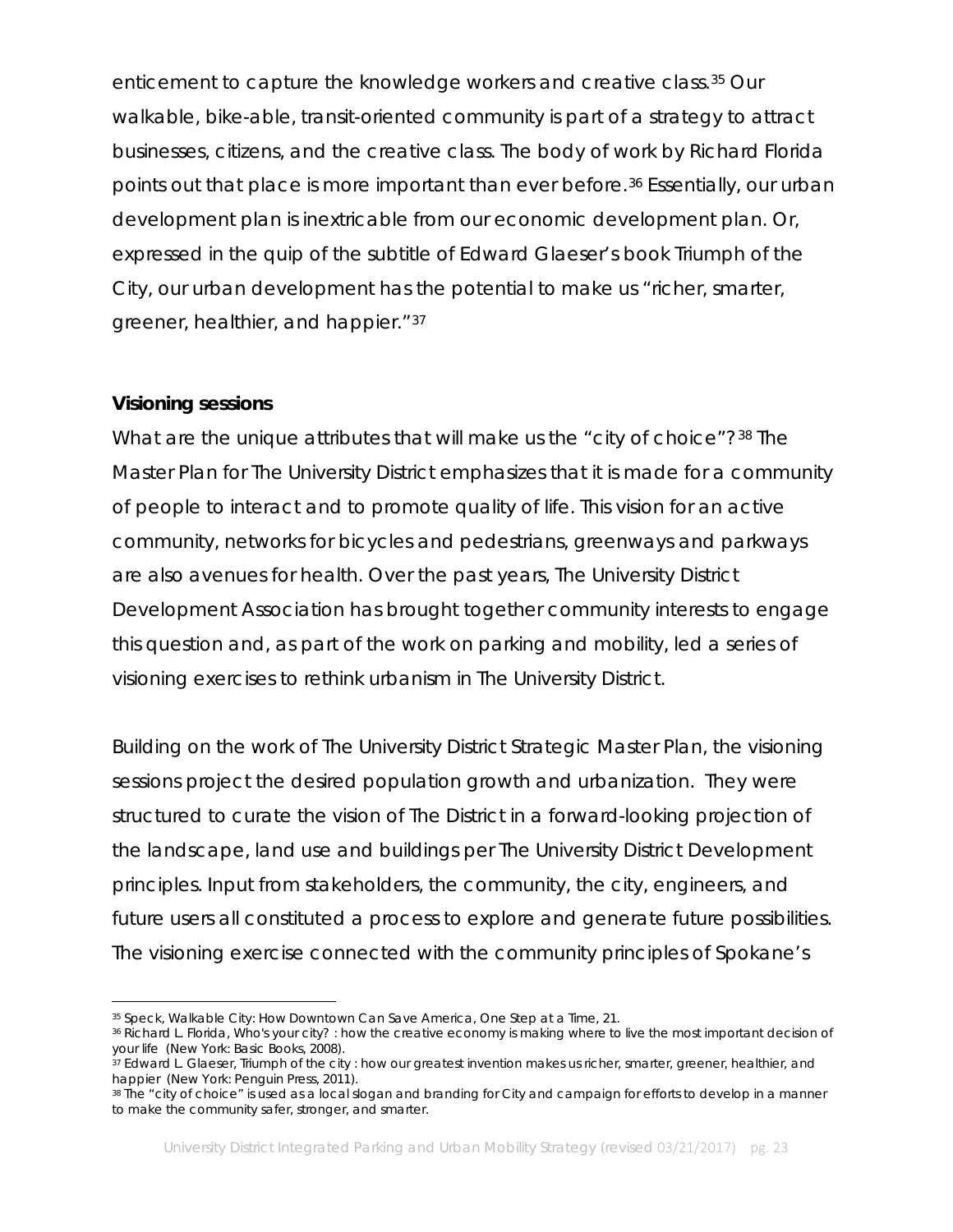enticement to capture the knowledge workers and creative class.[35] Our walkable, bike-able, transit-oriented community is part of a strategy to attract businesses, citizens, and the creative class. The body of work by Richard Florida points out that place is more important than ever before.[36] Essentially, our urban development plan is inextricable from our economic development plan. Or, expressed in the quip of the subtitle of Edward Glaeser's book Triumph of the City, our urban development has the potential to make us "richer, smarter, greener, healthier, and happier."[37]

**Visioning sessions**

What are the unique attributes that will make us the "city of choice"?[38] The Master Plan for The University District emphasizes that it is made for a community of people to interact and to promote quality of life. This vision for an active community, networks for bicycles and pedestrians, greenways and parkways are also avenues for health. Over the past years, The University District Development Association has brought together community interests to engage this question and, as part of the work on parking and mobility, led a series of visioning exercises to rethink urbanism in The University District.

Building on the work of The University District Strategic Master Plan, the visioning sessions project the desired population growth and urbanization. They were structured to curate the vision of The District in a forward-looking projection of the landscape, land use and buildings per The University District Development principles. Input from stakeholders, the community, the city, engineers, and future users all constituted a process to explore and generate future possibilities. The visioning exercise connected with the community principles of Spokane's

[35] Speck, Walkable City: How Downtown Can Save America, One Step at a Time, 21.

[36] Richard L. Florida, Who's your city? : how the creative economy is making where to live the most important decision of your life (New York: Basic Books, 2008).

[37] Edward L. Glaeser, Triumph of the city : how our greatest invention makes us richer, smarter, greener, healthier, and happier (New York: Penguin Press, 2011).

[38] The "city of choice" is used as a local slogan and branding for City and campaign for efforts to develop in a manner to make the community safer, stronger, and smarter.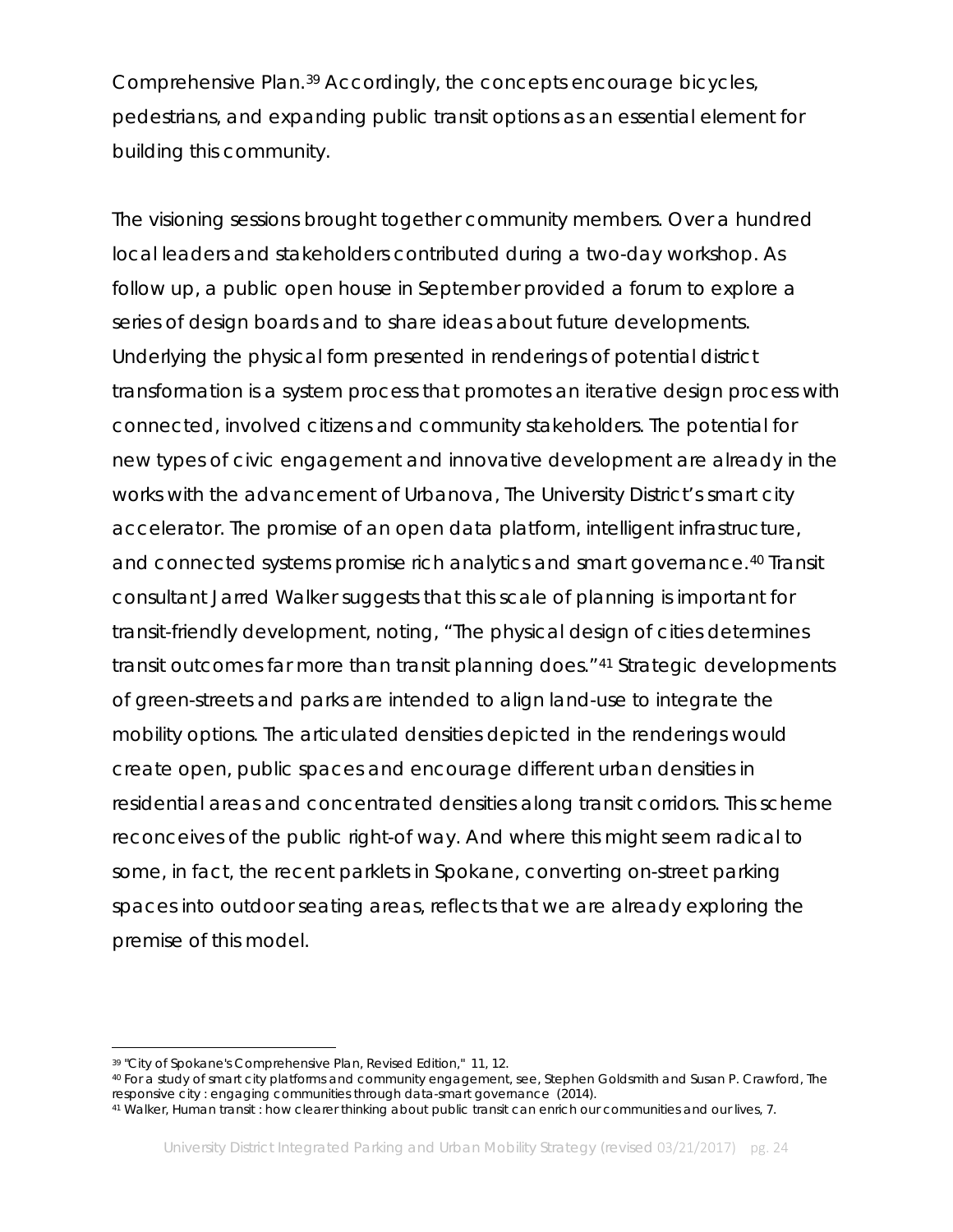Comprehensive Plan.[39] Accordingly, the concepts encourage bicycles, pedestrians, and expanding public transit options as an essential element for building this community.

The visioning sessions brought together community members. Over a hundred local leaders and stakeholders contributed during a two-day workshop. As follow up, a public open house in September provided a forum to explore a series of design boards and to share ideas about future developments. Underlying the physical form presented in renderings of potential district transformation is a system process that promotes an iterative design process with connected, involved citizens and community stakeholders. The potential for new types of civic engagement and innovative development are already in the works with the advancement of Urbanova, The University District's smart city accelerator. The promise of an open data platform, intelligent infrastructure, and connected systems promise rich analytics and smart governance.[40] Transit consultant Jarred Walker suggests that this scale of planning is important for transit-friendly development, noting, "The physical design of cities determines transit outcomes far more than transit planning does."[41] Strategic developments of green-streets and parks are intended to align land-use to integrate the mobility options. The articulated densities depicted in the renderings would create open, public spaces and encourage different urban densities in residential areas and concentrated densities along transit corridors. This scheme reconceives of the public right-of way. And where this might seem radical to some, in fact, the recent parklets in Spokane, converting on-street parking spaces into outdoor seating areas, reflects that we are already exploring the premise of this model.

---

[39] "City of Spokane's Comprehensive Plan, Revised Edition," 11, 12.

[40] For a study of smart city platforms and community engagement, see, Stephen Goldsmith and Susan P. Crawford, The responsive city : engaging communities through data-smart governance (2014).

[41] Walker, Human transit : how clearer thinking about public transit can enrich our communities and our lives, 7.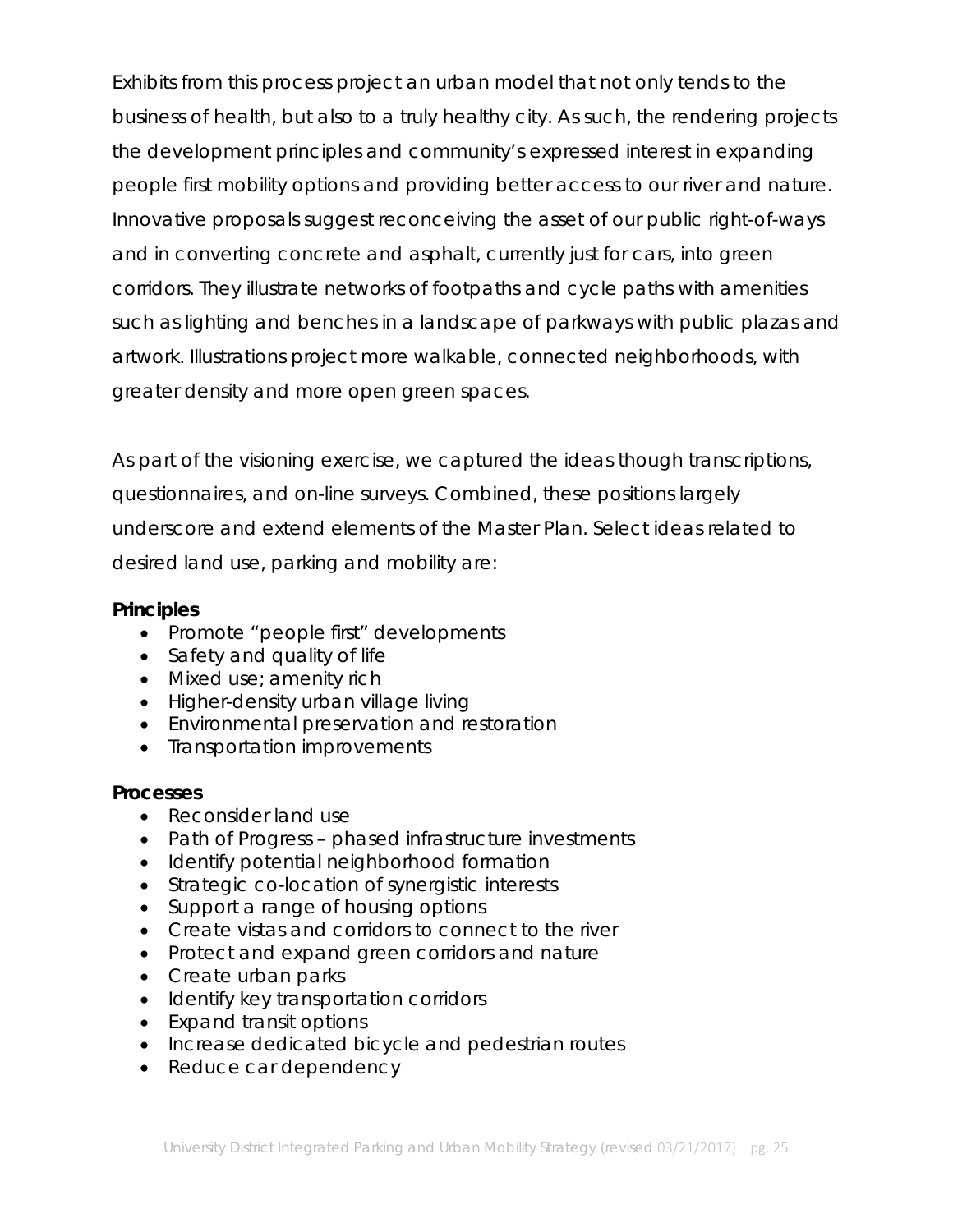Exhibits from this process project an urban model that not only tends to the business of health, but also to a truly healthy city. As such, the rendering projects the development principles and community's expressed interest in expanding people first mobility options and providing better access to our river and nature. Innovative proposals suggest reconceiving the asset of our public right-of-ways and in converting concrete and asphalt, currently just for cars, into green corridors. They illustrate networks of footpaths and cycle paths with amenities such as lighting and benches in a landscape of parkways with public plazas and artwork. Illustrations project more walkable, connected neighborhoods, with greater density and more open green spaces.

As part of the visioning exercise, we captured the ideas though transcriptions, questionnaires, and on-line surveys. Combined, these positions largely underscore and extend elements of the Master Plan. Select ideas related to desired land use, parking and mobility are:

**Principles**

- Promote "people first" developments
- Safety and quality of life
- Mixed use; amenity rich
- Higher-density urban village living
- Environmental preservation and restoration
- Transportation improvements

**Processes**

- Reconsider land use
- Path of Progress – phased infrastructure investments
- Identify potential neighborhood formation
- Strategic co-location of synergistic interests
- Support a range of housing options
- Create vistas and corridors to connect to the river
- Protect and expand green corridors and nature
- Create urban parks
- Identify key transportation corridors
- Expand transit options
- Increase dedicated bicycle and pedestrian routes
- Reduce car dependency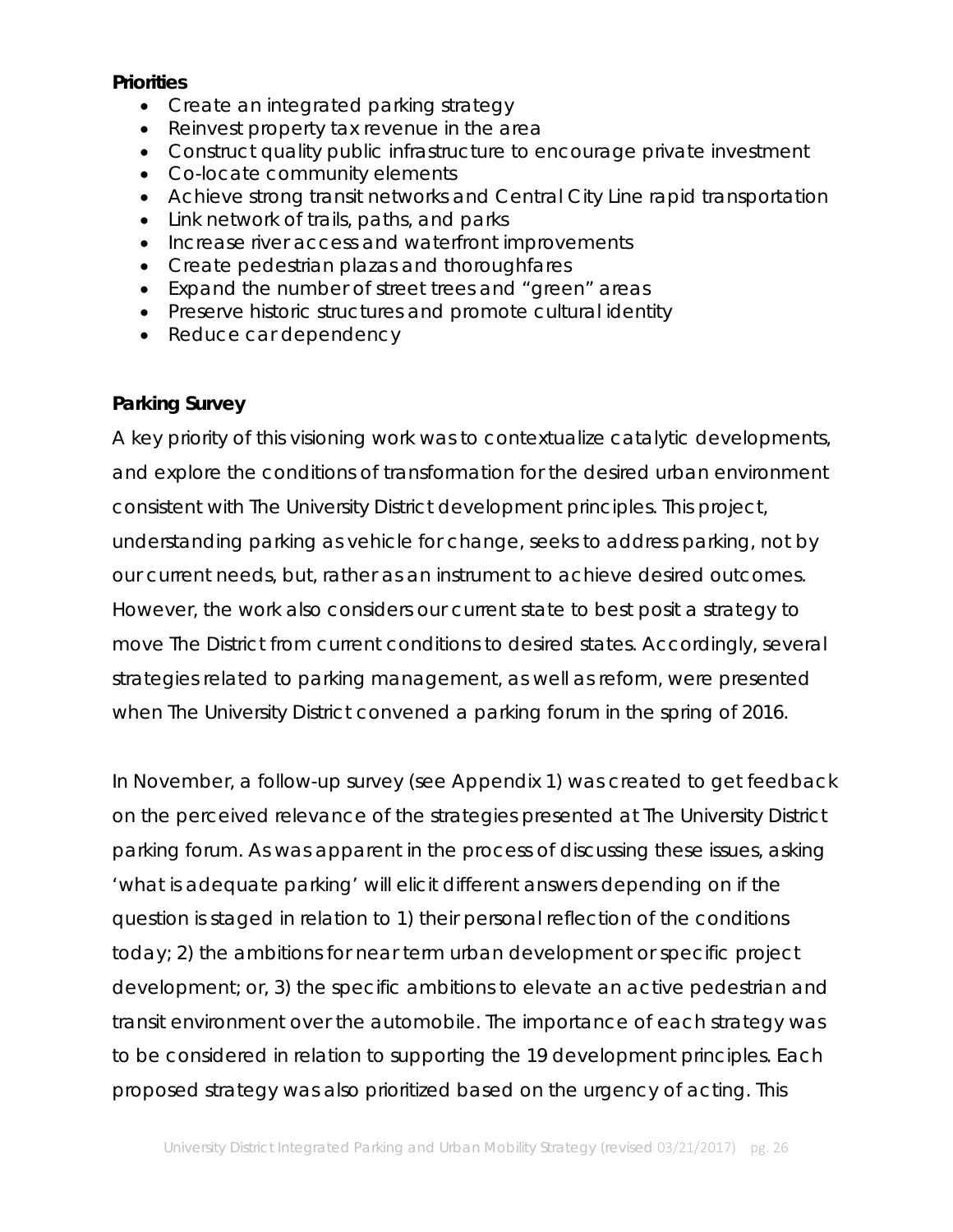**Priorities**

- Create an integrated parking strategy
- Reinvest property tax revenue in the area
- Construct quality public infrastructure to encourage private investment
- Co-locate community elements
- Achieve strong transit networks and Central City Line rapid transportation
- Link network of trails, paths, and parks
- Increase river access and waterfront improvements
- Create pedestrian plazas and thoroughfares
- Expand the number of street trees and "green" areas
- Preserve historic structures and promote cultural identity
- Reduce car dependency

**Parking Survey**

A key priority of this visioning work was to contextualize catalytic developments, and explore the conditions of transformation for the desired urban environment consistent with The University District development principles. This project, understanding parking as vehicle for change, seeks to address parking, not by our current needs, but, rather as an instrument to achieve desired outcomes. However, the work also considers our current state to best posit a strategy to move The District from current conditions to desired states. Accordingly, several strategies related to parking management, as well as reform, were presented when The University District convened a parking forum in the spring of 2016.

In November, a follow-up survey (see Appendix 1) was created to get feedback on the perceived relevance of the strategies presented at The University District parking forum. As was apparent in the process of discussing these issues, asking 'what is adequate parking' will elicit different answers depending on if the question is staged in relation to 1) their personal reflection of the conditions today; 2) the ambitions for near term urban development or specific project development; or, 3) the specific ambitions to elevate an active pedestrian and transit environment over the automobile. The importance of each strategy was to be considered in relation to supporting the 19 development principles. Each proposed strategy was also prioritized based on the urgency of acting. This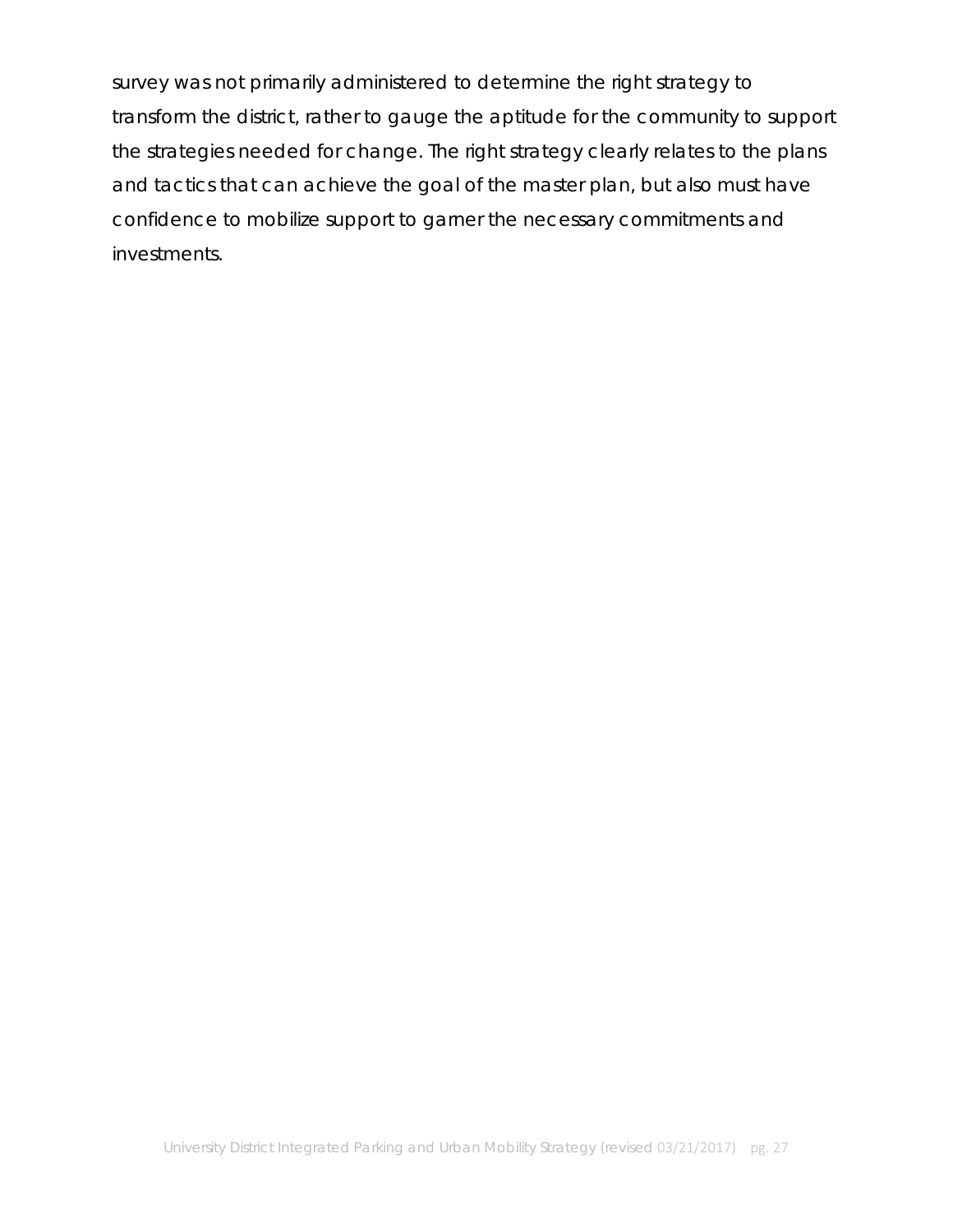survey was not primarily administered to determine the right strategy to transform the district, rather to gauge the aptitude for the community to support the strategies needed for change. The right strategy clearly relates to the plans and tactics that can achieve the goal of the master plan, but also must have confidence to mobilize support to garner the necessary commitments and investments.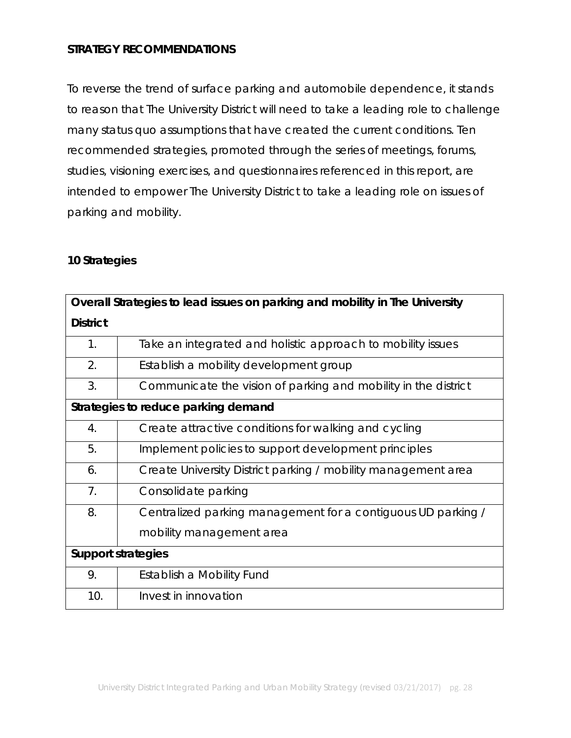## STRATEGY RECOMMENDATIONS

To reverse the trend of surface parking and automobile dependence, it stands to reason that The University District will need to take a leading role to challenge many status quo assumptions that have created the current conditions. Ten recommended strategies, promoted through the series of meetings, forums, studies, visioning exercises, and questionnaires referenced in this report, are intended to empower The University District to take a leading role on issues of parking and mobility.

### 10 Strategies

| **Overall Strategies to lead issues on parking and mobility in The University District** | |
|---|---|
| 1. | Take an integrated and holistic approach to mobility issues |
| 2. | Establish a mobility development group |
| 3. | Communicate the vision of parking and mobility in the district |
| **Strategies to reduce parking demand** | |
| 4. | Create attractive conditions for walking and cycling |
| 5. | Implement policies to support development principles |
| 6. | Create University District parking / mobility management area |
| 7. | Consolidate parking |
| 8. | Centralized parking management for a contiguous UD parking / mobility management area |
| **Support strategies** | |
| 9. | Establish a Mobility Fund |
| 10. | Invest in innovation |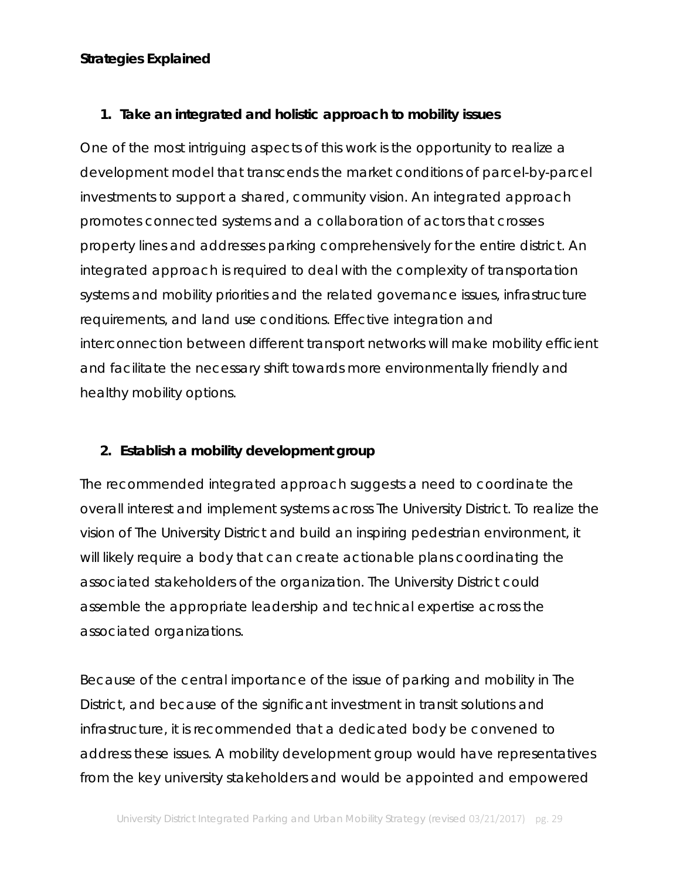**Strategies Explained**

1. **Take an integrated and holistic approach to mobility issues**

One of the most intriguing aspects of this work is the opportunity to realize a development model that transcends the market conditions of parcel-by-parcel investments to support a shared, community vision. An integrated approach promotes connected systems and a collaboration of actors that crosses property lines and addresses parking comprehensively for the entire district. An integrated approach is required to deal with the complexity of transportation systems and mobility priorities and the related governance issues, infrastructure requirements, and land use conditions. Effective integration and interconnection between different transport networks will make mobility efficient and facilitate the necessary shift towards more environmentally friendly and healthy mobility options.

2. **Establish a mobility development group**

The recommended integrated approach suggests a need to coordinate the overall interest and implement systems across The University District. To realize the vision of The University District and build an inspiring pedestrian environment, it will likely require a body that can create actionable plans coordinating the associated stakeholders of the organization. The University District could assemble the appropriate leadership and technical expertise across the associated organizations.

Because of the central importance of the issue of parking and mobility in The District, and because of the significant investment in transit solutions and infrastructure, it is recommended that a dedicated body be convened to address these issues. A mobility development group would have representatives from the key university stakeholders and would be appointed and empowered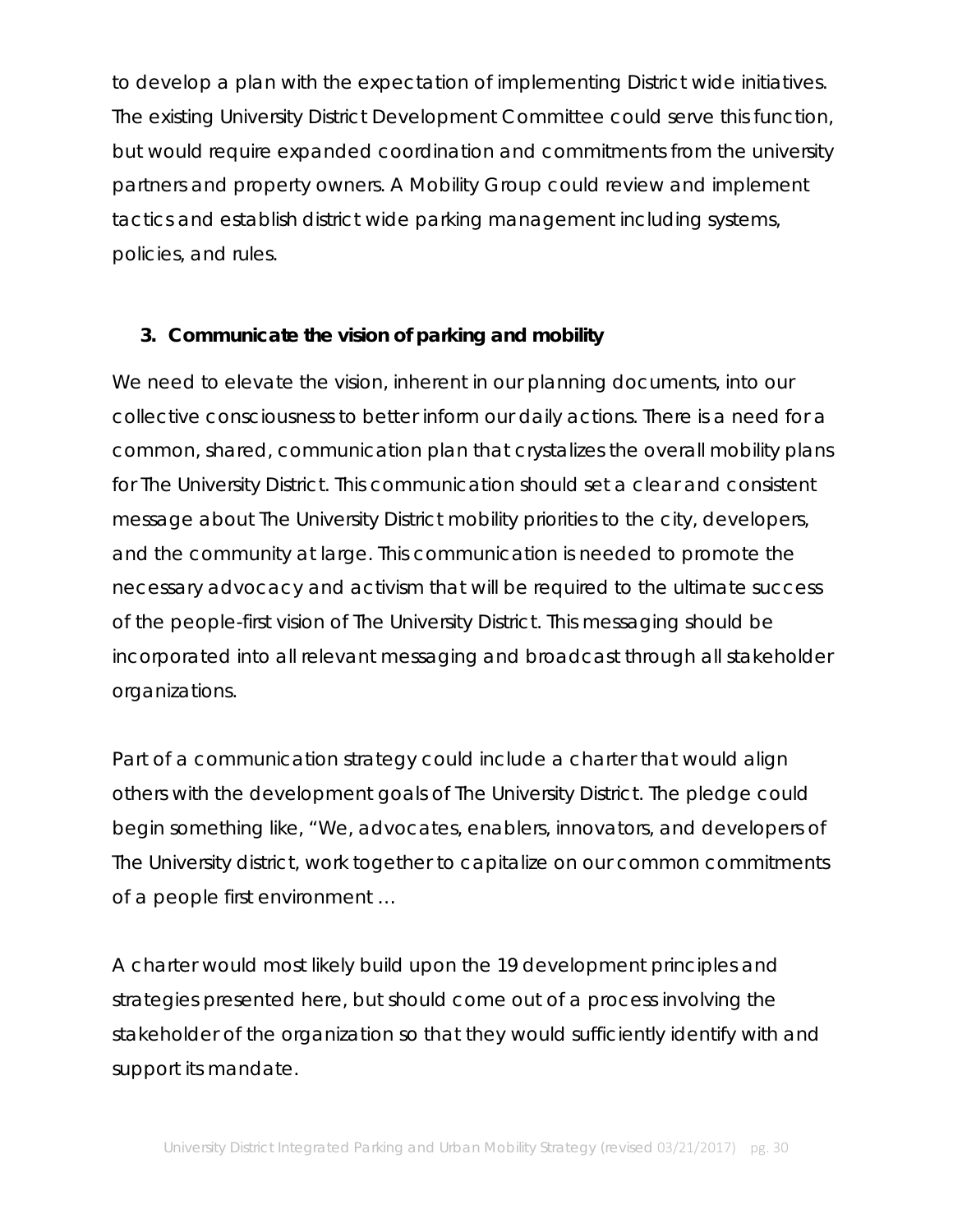to develop a plan with the expectation of implementing District wide initiatives. The existing University District Development Committee could serve this function, but would require expanded coordination and commitments from the university partners and property owners. A Mobility Group could review and implement tactics and establish district wide parking management including systems, policies, and rules.

3. **Communicate the vision of parking and mobility**

We need to elevate the vision, inherent in our planning documents, into our collective consciousness to better inform our daily actions. There is a need for a common, shared, communication plan that crystalizes the overall mobility plans for The University District. This communication should set a clear and consistent message about The University District mobility priorities to the city, developers, and the community at large. This communication is needed to promote the necessary advocacy and activism that will be required to the ultimate success of the people-first vision of The University District. This messaging should be incorporated into all relevant messaging and broadcast through all stakeholder organizations.

Part of a communication strategy could include a charter that would align others with the development goals of The University District. The pledge could begin something like, "We, advocates, enablers, innovators, and developers of The University district, work together to capitalize on our common commitments of a people first environment …

A charter would most likely build upon the 19 development principles and strategies presented here, but should come out of a process involving the stakeholder of the organization so that they would sufficiently identify with and support its mandate.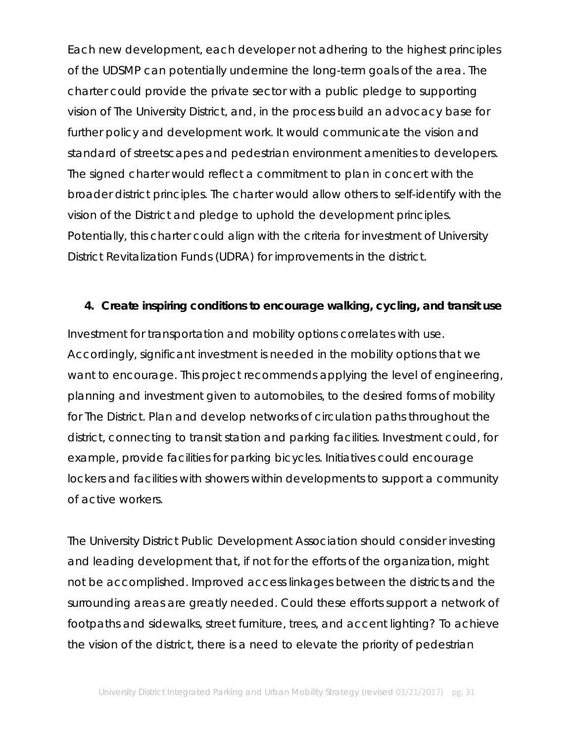Each new development, each developer not adhering to the highest principles of the UDSMP can potentially undermine the long-term goals of the area. The charter could provide the private sector with a public pledge to supporting vision of The University District, and, in the process build an advocacy base for further policy and development work. It would communicate the vision and standard of streetscapes and pedestrian environment amenities to developers. The signed charter would reflect a commitment to plan in concert with the broader district principles. The charter would allow others to self-identify with the vision of the District and pledge to uphold the development principles. Potentially, this charter could align with the criteria for investment of University District Revitalization Funds (UDRA) for improvements in the district.

4. **Create inspiring conditions to encourage walking, cycling, and transit use**

Investment for transportation and mobility options correlates with use. Accordingly, significant investment is needed in the mobility options that we want to encourage. This project recommends applying the level of engineering, planning and investment given to automobiles, to the desired forms of mobility for The District. Plan and develop networks of circulation paths throughout the district, connecting to transit station and parking facilities. Investment could, for example, provide facilities for parking bicycles. Initiatives could encourage lockers and facilities with showers within developments to support a community of active workers.

The University District Public Development Association should consider investing and leading development that, if not for the efforts of the organization, might not be accomplished. Improved access linkages between the districts and the surrounding areas are greatly needed. Could these efforts support a network of footpaths and sidewalks, street furniture, trees, and accent lighting? To achieve the vision of the district, there is a need to elevate the priority of pedestrian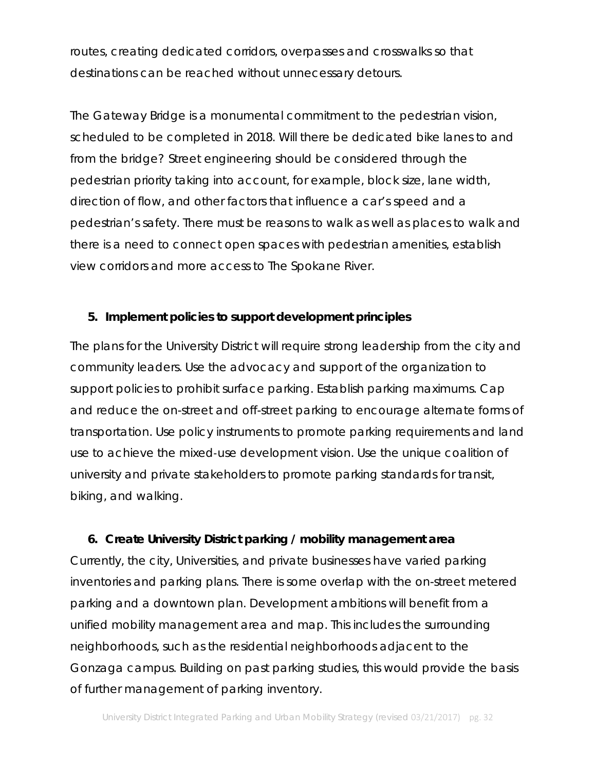routes, creating dedicated corridors, overpasses and crosswalks so that destinations can be reached without unnecessary detours.

The Gateway Bridge is a monumental commitment to the pedestrian vision, scheduled to be completed in 2018. Will there be dedicated bike lanes to and from the bridge? Street engineering should be considered through the pedestrian priority taking into account, for example, block size, lane width, direction of flow, and other factors that influence a car's speed and a pedestrian's safety. There must be reasons to walk as well as places to walk and there is a need to connect open spaces with pedestrian amenities, establish view corridors and more access to The Spokane River.

5. **Implement policies to support development principles**

The plans for the University District will require strong leadership from the city and community leaders. Use the advocacy and support of the organization to support policies to prohibit surface parking. Establish parking maximums. Cap and reduce the on-street and off-street parking to encourage alternate forms of transportation. Use policy instruments to promote parking requirements and land use to achieve the mixed-use development vision. Use the unique coalition of university and private stakeholders to promote parking standards for transit, biking, and walking.

6. **Create University District parking / mobility management area**

Currently, the city, Universities, and private businesses have varied parking inventories and parking plans. There is some overlap with the on-street metered parking and a downtown plan. Development ambitions will benefit from a unified mobility management area and map. This includes the surrounding neighborhoods, such as the residential neighborhoods adjacent to the Gonzaga campus. Building on past parking studies, this would provide the basis of further management of parking inventory.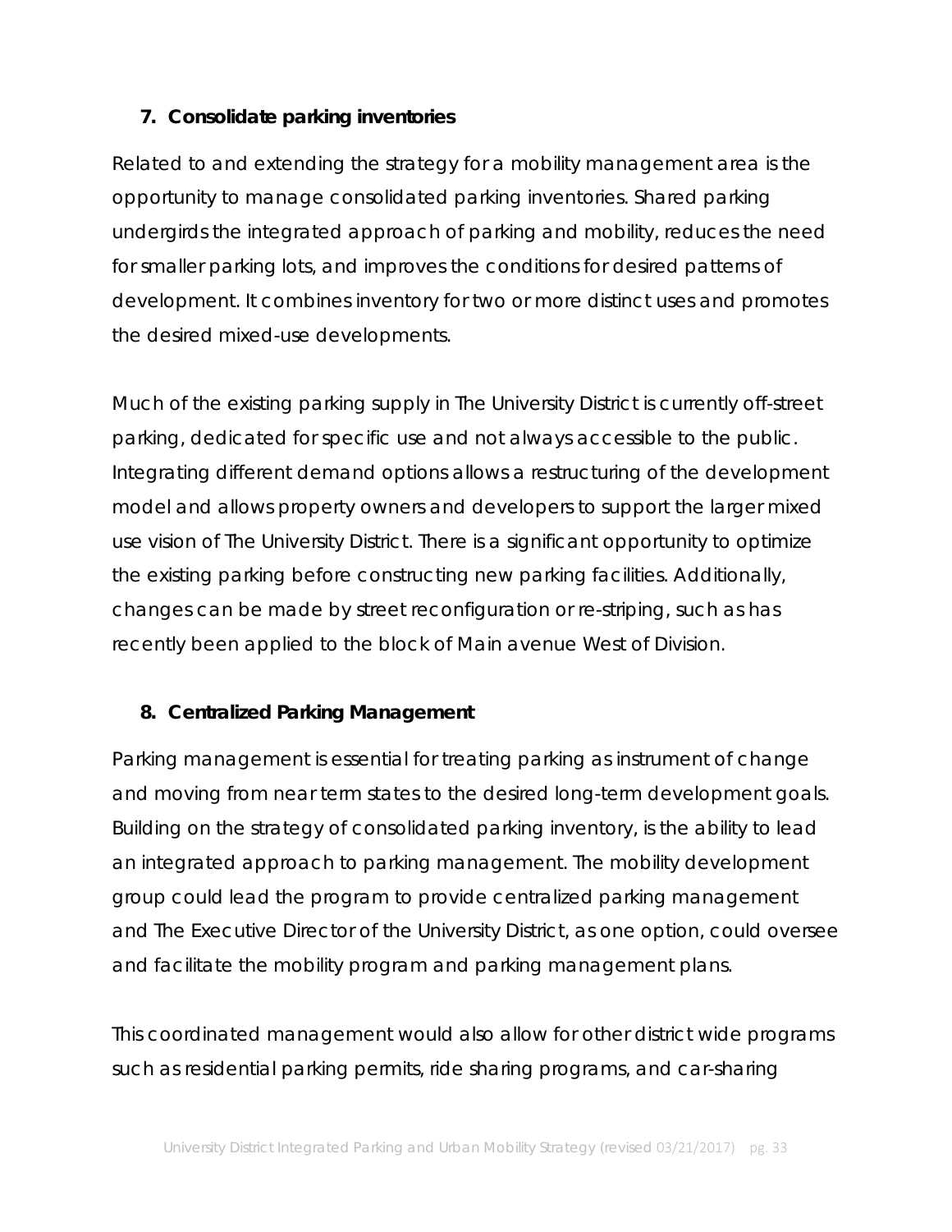### 7. Consolidate parking inventories

Related to and extending the strategy for a mobility management area is the opportunity to manage consolidated parking inventories. Shared parking undergirds the integrated approach of parking and mobility, reduces the need for smaller parking lots, and improves the conditions for desired patterns of development. It combines inventory for two or more distinct uses and promotes the desired mixed-use developments.

Much of the existing parking supply in The University District is currently off-street parking, dedicated for specific use and not always accessible to the public. Integrating different demand options allows a restructuring of the development model and allows property owners and developers to support the larger mixed use vision of The University District. There is a significant opportunity to optimize the existing parking before constructing new parking facilities. Additionally, changes can be made by street reconfiguration or re-striping, such as has recently been applied to the block of Main avenue West of Division.

### 8. Centralized Parking Management

Parking management is essential for treating parking as instrument of change and moving from near term states to the desired long-term development goals. Building on the strategy of consolidated parking inventory, is the ability to lead an integrated approach to parking management. The mobility development group could lead the program to provide centralized parking management and The Executive Director of the University District, as one option, could oversee and facilitate the mobility program and parking management plans.

This coordinated management would also allow for other district wide programs such as residential parking permits, ride sharing programs, and car-sharing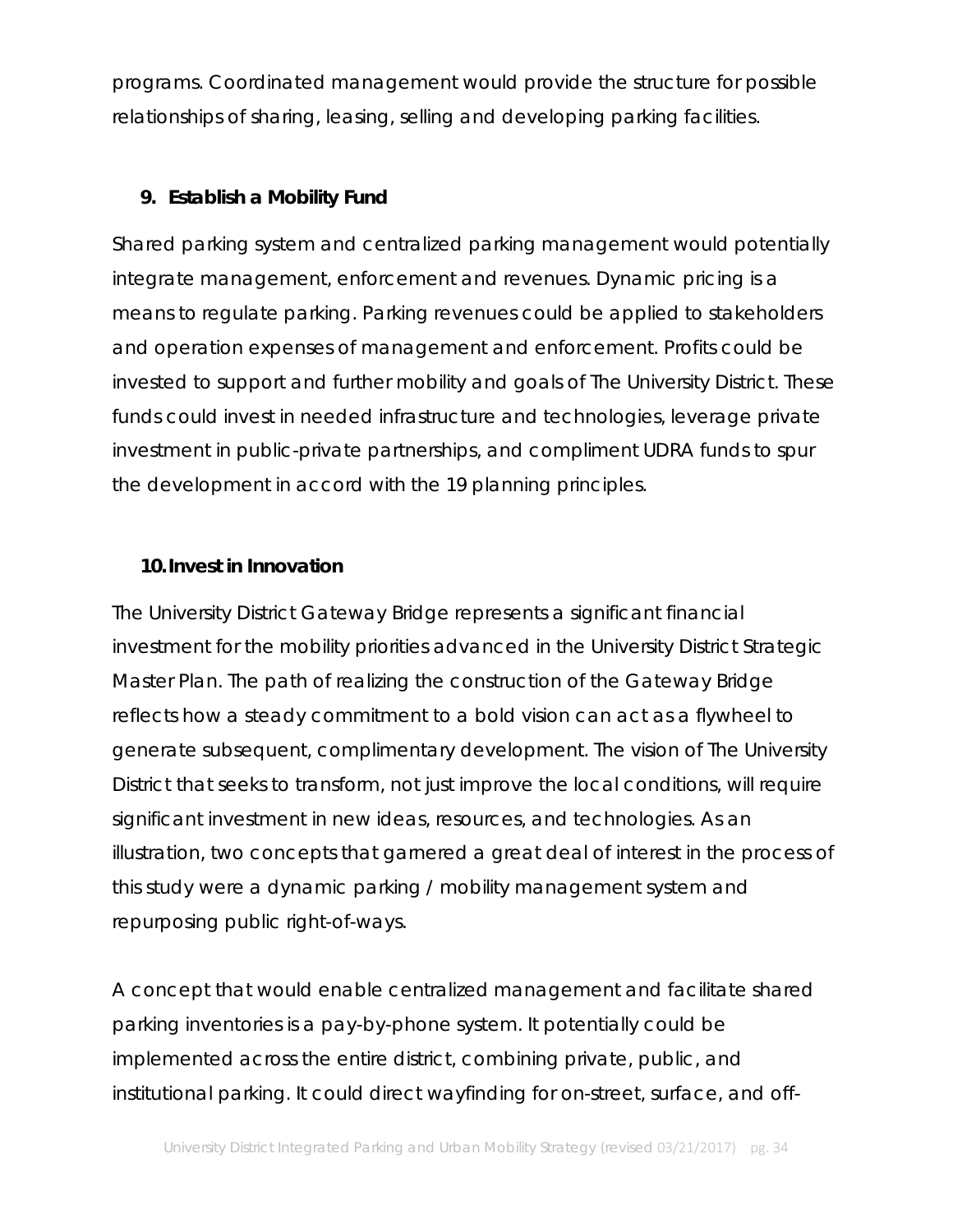programs. Coordinated management would provide the structure for possible relationships of sharing, leasing, selling and developing parking facilities.

**9. Establish a Mobility Fund**

Shared parking system and centralized parking management would potentially integrate management, enforcement and revenues. Dynamic pricing is a means to regulate parking. Parking revenues could be applied to stakeholders and operation expenses of management and enforcement. Profits could be invested to support and further mobility and goals of The University District. These funds could invest in needed infrastructure and technologies, leverage private investment in public-private partnerships, and compliment UDRA funds to spur the development in accord with the 19 planning principles.

**10. Invest in Innovation**

The University District Gateway Bridge represents a significant financial investment for the mobility priorities advanced in the University District Strategic Master Plan. The path of realizing the construction of the Gateway Bridge reflects how a steady commitment to a bold vision can act as a flywheel to generate subsequent, complimentary development. The vision of The University District that seeks to transform, not just improve the local conditions, will require significant investment in new ideas, resources, and technologies. As an illustration, two concepts that garnered a great deal of interest in the process of this study were a dynamic parking / mobility management system and repurposing public right-of-ways.

A concept that would enable centralized management and facilitate shared parking inventories is a pay-by-phone system. It potentially could be implemented across the entire district, combining private, public, and institutional parking. It could direct wayfinding for on-street, surface, and off-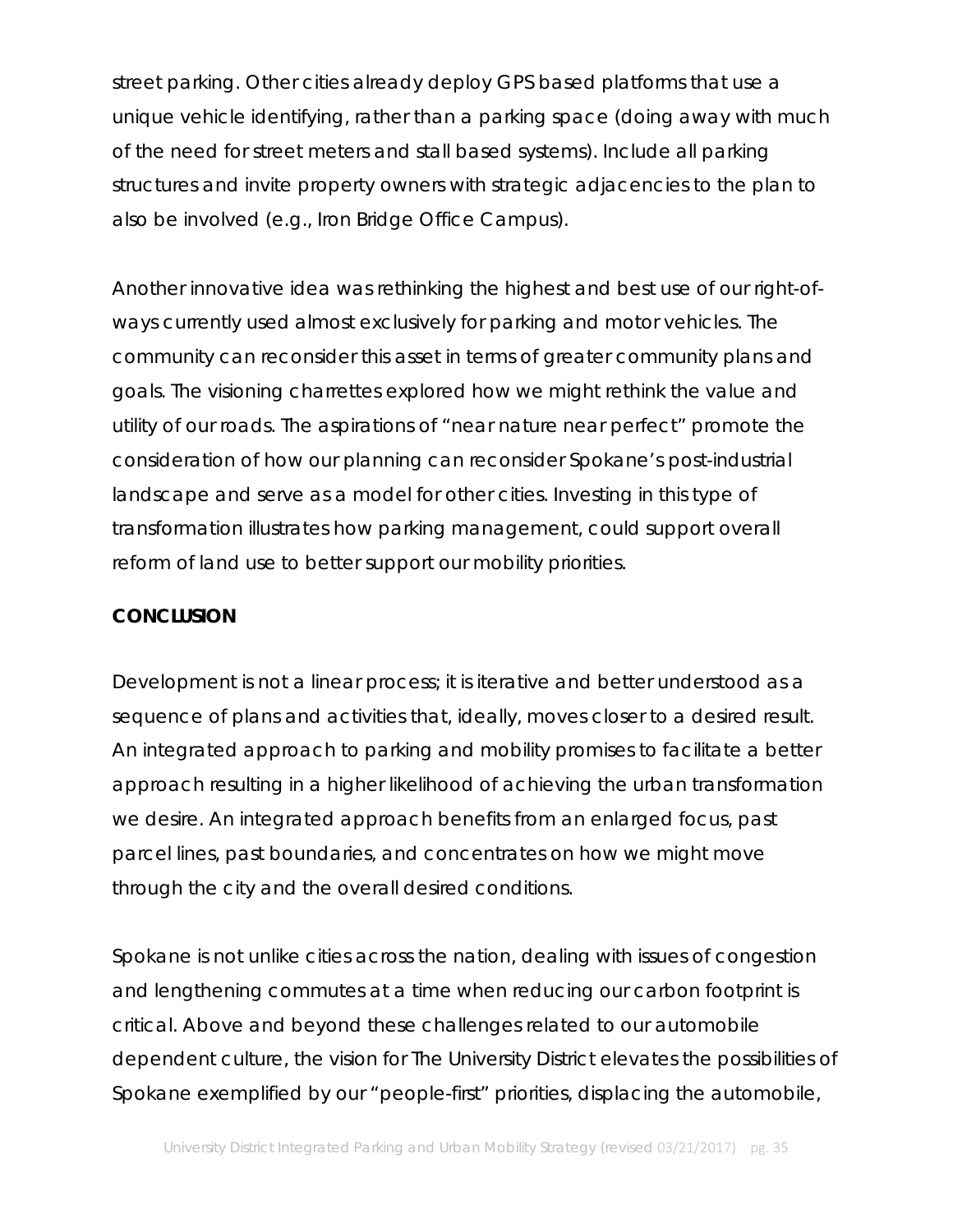street parking. Other cities already deploy GPS based platforms that use a unique vehicle identifying, rather than a parking space (doing away with much of the need for street meters and stall based systems). Include all parking structures and invite property owners with strategic adjacencies to the plan to also be involved (e.g., Iron Bridge Office Campus).

Another innovative idea was rethinking the highest and best use of our right-of-ways currently used almost exclusively for parking and motor vehicles. The community can reconsider this asset in terms of greater community plans and goals. The visioning charrettes explored how we might rethink the value and utility of our roads. The aspirations of "near nature near perfect" promote the consideration of how our planning can reconsider Spokane's post-industrial landscape and serve as a model for other cities. Investing in this type of transformation illustrates how parking management, could support overall reform of land use to better support our mobility priorities.

**CONCLUSION**

Development is not a linear process; it is iterative and better understood as a sequence of plans and activities that, ideally, moves closer to a desired result. An integrated approach to parking and mobility promises to facilitate a better approach resulting in a higher likelihood of achieving the urban transformation we desire. An integrated approach benefits from an enlarged focus, past parcel lines, past boundaries, and concentrates on how we might move through the city and the overall desired conditions.

Spokane is not unlike cities across the nation, dealing with issues of congestion and lengthening commutes at a time when reducing our carbon footprint is critical. Above and beyond these challenges related to our automobile dependent culture, the vision for The University District elevates the possibilities of Spokane exemplified by our "people-first" priorities, displacing the automobile,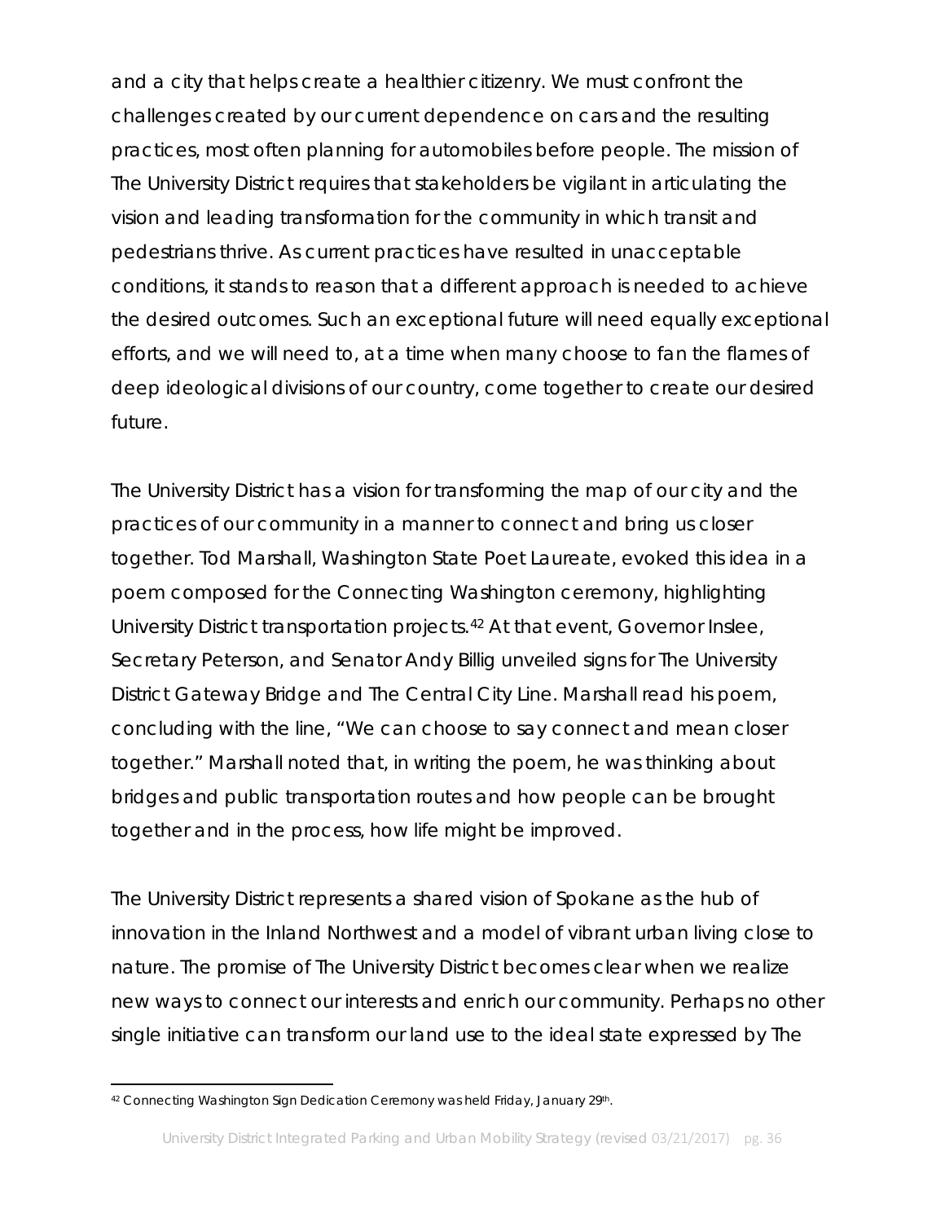and a city that helps create a healthier citizenry. We must confront the challenges created by our current dependence on cars and the resulting practices, most often planning for automobiles before people. The mission of The University District requires that stakeholders be vigilant in articulating the vision and leading transformation for the community in which transit and pedestrians thrive. As current practices have resulted in unacceptable conditions, it stands to reason that a different approach is needed to achieve the desired outcomes. Such an exceptional future will need equally exceptional efforts, and we will need to, at a time when many choose to fan the flames of deep ideological divisions of our country, come together to create our desired future.

The University District has a vision for transforming the map of our city and the practices of our community in a manner to connect and bring us closer together. Tod Marshall, Washington State Poet Laureate, evoked this idea in a poem composed for the Connecting Washington ceremony, highlighting University District transportation projects.[42] At that event, Governor Inslee, Secretary Peterson, and Senator Andy Billig unveiled signs for The University District Gateway Bridge and The Central City Line. Marshall read his poem, concluding with the line, "We can choose to say connect and mean closer together." Marshall noted that, in writing the poem, he was thinking about bridges and public transportation routes and how people can be brought together and in the process, how life might be improved.

The University District represents a shared vision of Spokane as the hub of innovation in the Inland Northwest and a model of vibrant urban living close to nature. The promise of The University District becomes clear when we realize new ways to connect our interests and enrich our community. Perhaps no other single initiative can transform our land use to the ideal state expressed by The

---

[42] Connecting Washington Sign Dedication Ceremony was held Friday, January 29th.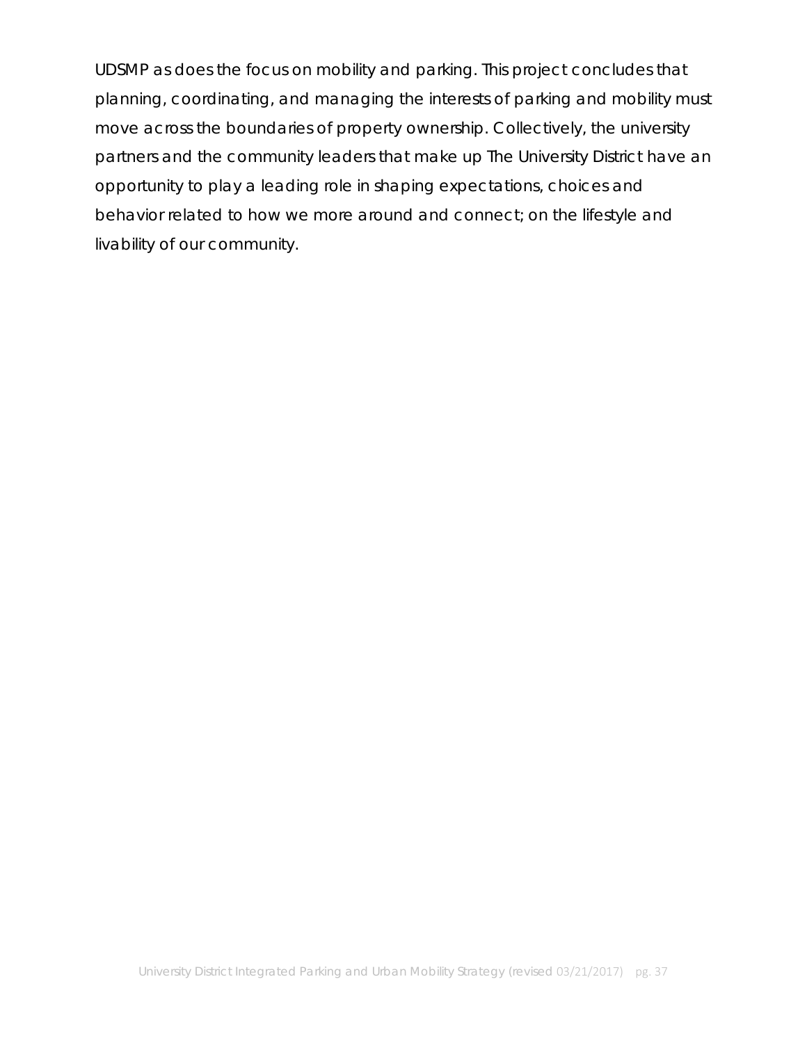UDSMP as does the focus on mobility and parking. This project concludes that planning, coordinating, and managing the interests of parking and mobility must move across the boundaries of property ownership. Collectively, the university partners and the community leaders that make up The University District have an opportunity to play a leading role in shaping expectations, choices and behavior related to how we more around and connect; on the lifestyle and livability of our community.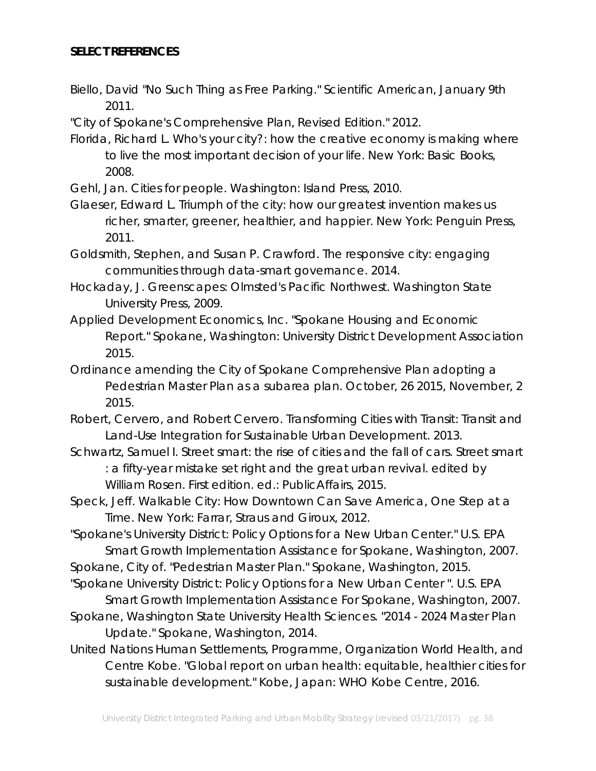**SELECT REFERENCES**

Biello, David "No Such Thing as Free Parking." Scientific American, January 9th 2011.

"City of Spokane's Comprehensive Plan, Revised Edition." 2012.

Florida, Richard L. Who's your city?: how the creative economy is making where to live the most important decision of your life. New York: Basic Books, 2008.

Gehl, Jan. Cities for people. Washington: Island Press, 2010.

Glaeser, Edward L. Triumph of the city: how our greatest invention makes us richer, smarter, greener, healthier, and happier. New York: Penguin Press, 2011.

Goldsmith, Stephen, and Susan P. Crawford. The responsive city: engaging communities through data-smart governance. 2014.

Hockaday, J. Greenscapes: Olmsted's Pacific Northwest. Washington State University Press, 2009.

Applied Development Economics, Inc. "Spokane Housing and Economic Report." Spokane, Washington: University District Development Association 2015.

Ordinance amending the City of Spokane Comprehensive Plan adopting a Pedestrian Master Plan as a subarea plan. October, 26 2015, November, 2 2015.

Robert, Cervero, and Robert Cervero. Transforming Cities with Transit: Transit and Land-Use Integration for Sustainable Urban Development. 2013.

Schwartz, Samuel I. Street smart: the rise of cities and the fall of cars. Street smart : a fifty-year mistake set right and the great urban revival. edited by William Rosen. First edition. ed.: PublicAffairs, 2015.

Speck, Jeff. Walkable City: How Downtown Can Save America, One Step at a Time. New York: Farrar, Straus and Giroux, 2012.

"Spokane's University District: Policy Options for a New Urban Center." U.S. EPA Smart Growth Implementation Assistance for Spokane, Washington, 2007.

Spokane, City of. "Pedestrian Master Plan." Spokane, Washington, 2015.

"Spokane University District: Policy Options for a New Urban Center ". U.S. EPA Smart Growth Implementation Assistance For Spokane, Washington, 2007.

Spokane, Washington State University Health Sciences. "2014 - 2024 Master Plan Update." Spokane, Washington, 2014.

United Nations Human Settlements, Programme, Organization World Health, and Centre Kobe. "Global report on urban health: equitable, healthier cities for sustainable development." Kobe, Japan: WHO Kobe Centre, 2016.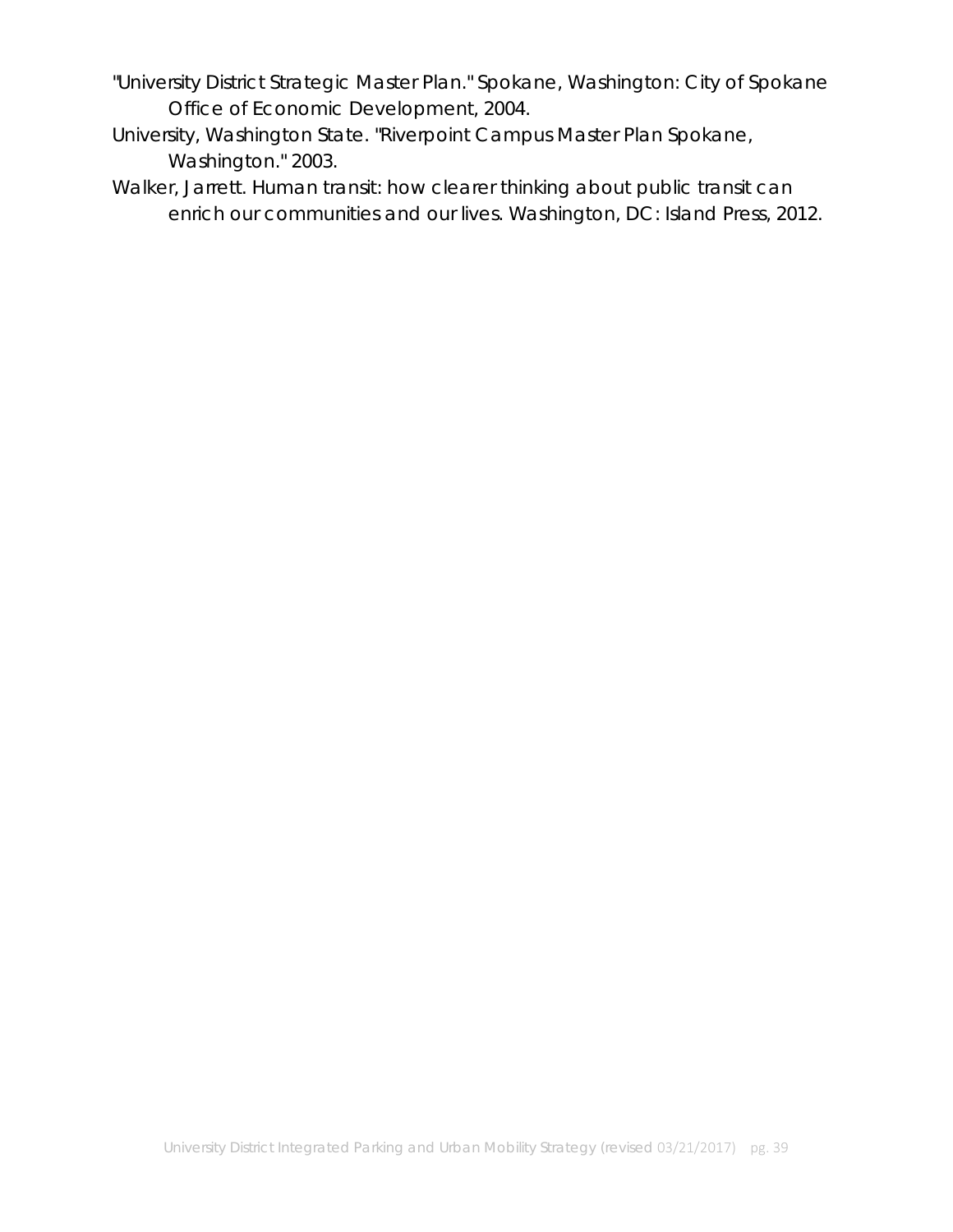"University District Strategic Master Plan." Spokane, Washington: City of Spokane Office of Economic Development, 2004.

University, Washington State. "Riverpoint Campus Master Plan Spokane, Washington." 2003.

Walker, Jarrett. Human transit: how clearer thinking about public transit can enrich our communities and our lives. Washington, DC: Island Press, 2012.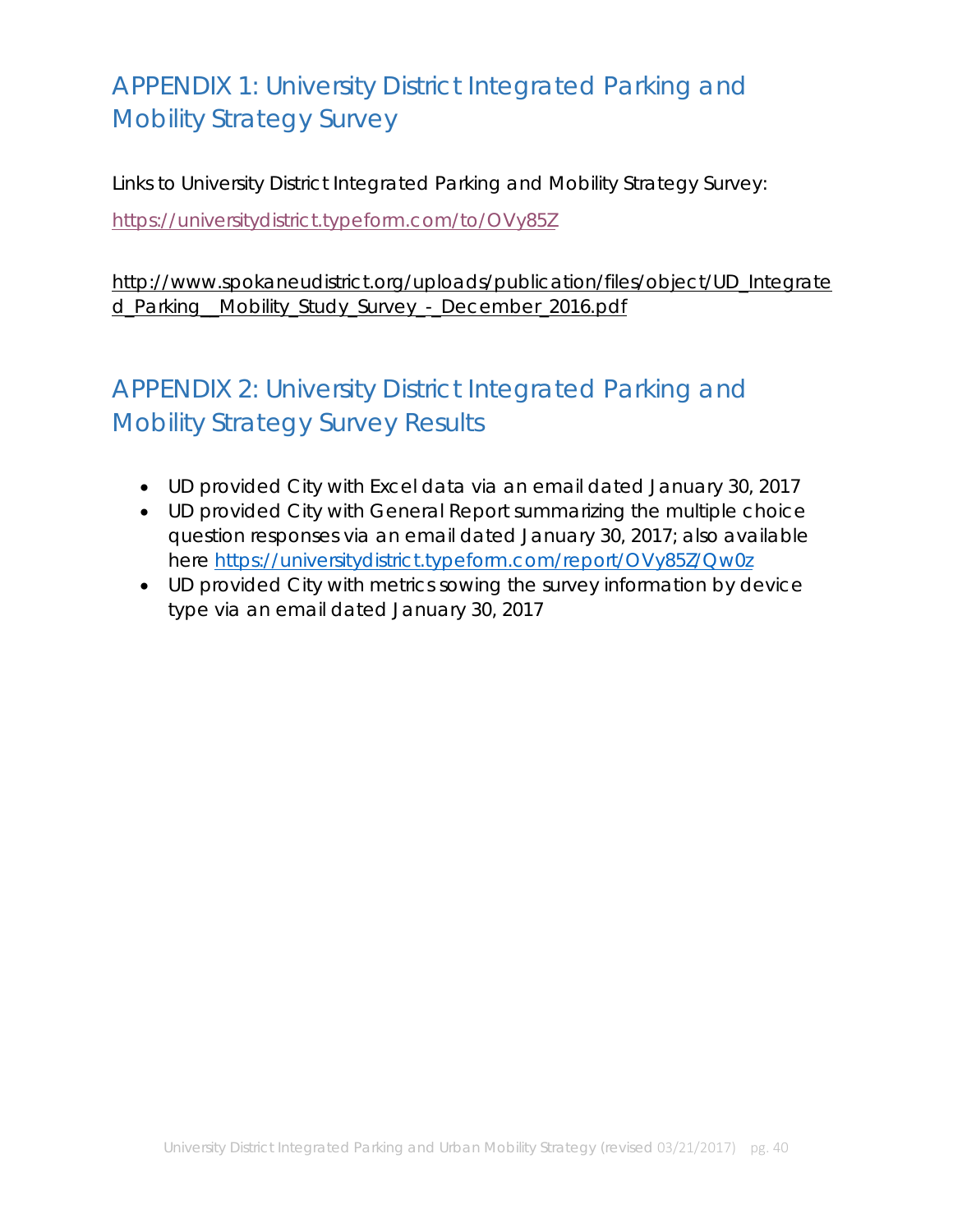# APPENDIX 1: University District Integrated Parking and Mobility Strategy Survey

Links to University District Integrated Parking and Mobility Strategy Survey:

https://universitydistrict.typeform.com/to/OVy85Z

http://www.spokaneudistrict.org/uploads/publication/files/object/UD_Integrated_Parking__Mobility_Study_Survey_-_December_2016.pdf

# APPENDIX 2: University District Integrated Parking and Mobility Strategy Survey Results

- UD provided City with Excel data via an email dated January 30, 2017
- UD provided City with General Report summarizing the multiple choice question responses via an email dated January 30, 2017; also available here https://universitydistrict.typeform.com/report/OVy85Z/Qw0z
- UD provided City with metrics sowing the survey information by device type via an email dated January 30, 2017